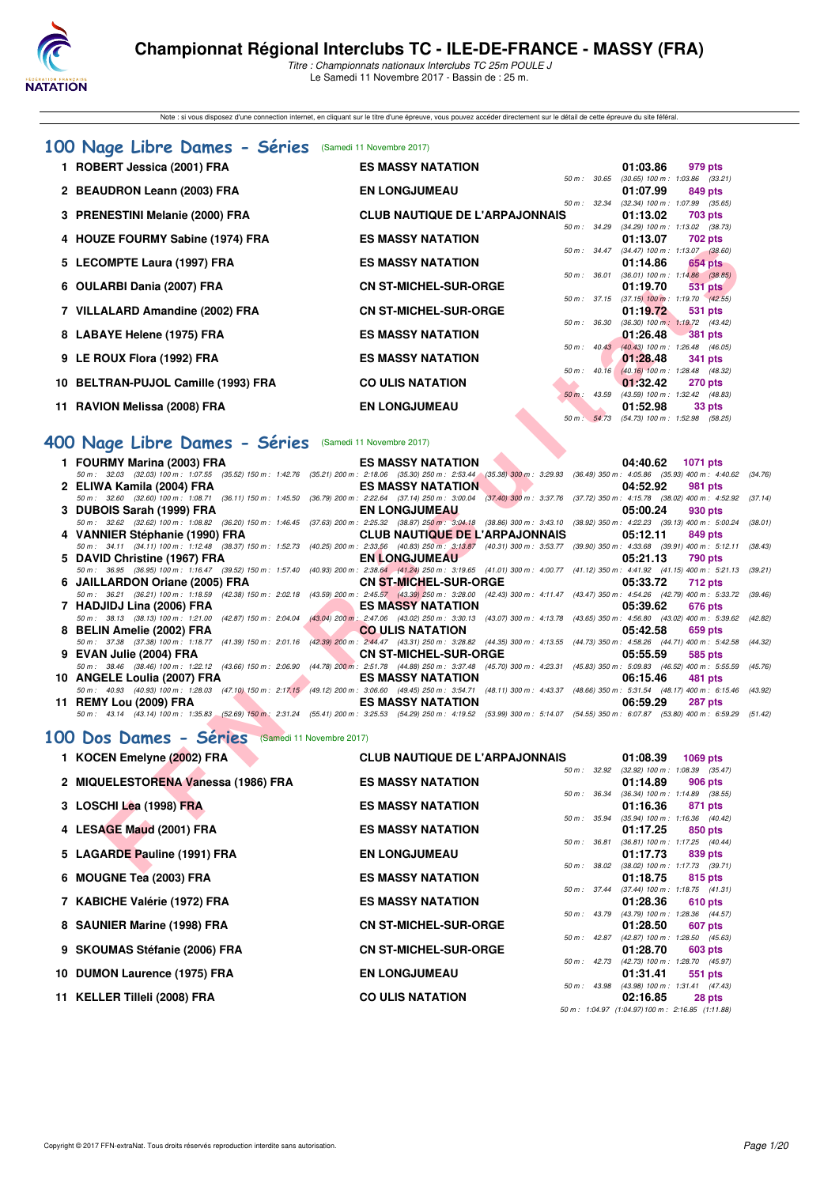# Championnat Régional Interclubs TC - ILE-DE-FRANCE - MASSY (FRA)

*Titre : Championnats nationaux Interclubs TC 25m POULE J*
Le Samedi 11 Novembre 2017 - Bassin de : 25 m.

Note : si vous disposez d'une connexion internet, en cliquant sur le titre d'une épreuve, vous pouvez accéder directement sur le détail de cette épreuve du site féféral.

## 100 Nage Libre Dames - Séries (Samedi 11 Novembre 2017)

| Rg | Nom | Club | Temps | Points | Intermédiaires |
|---|---|---|---|---|---|
| 1 | ROBERT Jessica (2001) FRA | ES MASSY NATATION | 01:03.86 | 979 pts | 50 m : 30.65 (30.65) 100 m : 1:03.86 (33.21) |
| 2 | BEAUDRON Leann (2003) FRA | EN LONGJUMEAU | 01:07.99 | 849 pts | 50 m : 32.34 (32.34) 100 m : 1:07.99 (35.65) |
| 3 | PRENESTINI Melanie (2000) FRA | CLUB NAUTIQUE DE L'ARPAJONNAIS | 01:13.02 | 703 pts | 50 m : 34.29 (34.29) 100 m : 1:13.02 (38.73) |
| 4 | HOUZE FOURMY Sabine (1974) FRA | ES MASSY NATATION | 01:13.07 | 702 pts | 50 m : 34.47 (34.47) 100 m : 1:13.07 (38.60) |
| 5 | LECOMPTE Laura (1997) FRA | ES MASSY NATATION | 01:14.86 | 654 pts | 50 m : 36.01 (36.01) 100 m : 1:14.86 (38.85) |
| 6 | OULARBI Dania (2007) FRA | CN ST-MICHEL-SUR-ORGE | 01:19.70 | 531 pts | 50 m : 37.15 (37.15) 100 m : 1:19.70 (42.55) |
| 7 | VILLALARD Amandine (2002) FRA | CN ST-MICHEL-SUR-ORGE | 01:19.72 | 531 pts | 50 m : 36.30 (36.30) 100 m : 1:19.72 (43.42) |
| 8 | LABAYE Helene (1975) FRA | ES MASSY NATATION | 01:26.48 | 381 pts | 50 m : 40.43 (40.43) 100 m : 1:26.48 (46.05) |
| 9 | LE ROUX Flora (1992) FRA | ES MASSY NATATION | 01:28.48 | 341 pts | 50 m : 40.16 (40.16) 100 m : 1:28.48 (48.32) |
| 10 | BELTRAN-PUJOL Camille (1993) FRA | CO ULIS NATATION | 01:32.42 | 270 pts | 50 m : 43.59 (43.59) 100 m : 1:32.42 (48.83) |
| 11 | RAVION Melissa (2008) FRA | EN LONGJUMEAU | 01:52.98 | 33 pts | 50 m : 54.73 (54.73) 100 m : 1:52.98 (58.25) |

## 400 Nage Libre Dames - Séries (Samedi 11 Novembre 2017)

| Rg | Nom | Club | Temps | Points |
|---|---|---|---|---|
| 1 | FOURMY Marina (2003) FRA | ES MASSY NATATION | 04:40.62 | 1071 pts |
| | 50 m : 32.03 (32.03) 100 m : 1:07.55 (35.52) 150 m : 1:42.76 (35.21) 200 m : 2:18.06 (35.30) 250 m : 2:53.44 (35.38) 300 m : 3:29.93 (36.49) 350 m : 4:05.86 (35.93) 400 m : 4:40.62 (34.76) | | | |
| 2 | ELIWA Kamila (2004) FRA | ES MASSY NATATION | 04:52.92 | 981 pts |
| | 50 m : 32.60 (32.60) 100 m : 1:08.71 (36.11) 150 m : 1:45.50 (36.79) 200 m : 2:22.64 (37.14) 250 m : 3:00.04 (37.40) 300 m : 3:37.76 (37.72) 350 m : 4:15.78 (38.02) 400 m : 4:52.92 (37.14) | | | |
| 3 | DUBOIS Sarah (1999) FRA | EN LONGJUMEAU | 05:00.24 | 930 pts |
| | 50 m : 32.62 (32.62) 100 m : 1:08.82 (36.20) 150 m : 1:46.45 (37.63) 200 m : 2:25.32 (38.87) 250 m : 3:04.18 (38.86) 300 m : 3:43.10 (38.92) 350 m : 4:22.23 (39.13) 400 m : 5:00.24 (38.01) | | | |
| 4 | VANNIER Stéphanie (1990) FRA | CLUB NAUTIQUE DE L'ARPAJONNAIS | 05:12.11 | 849 pts |
| | 50 m : 34.11 (34.11) 100 m : 1:12.48 (38.37) 150 m : 1:52.73 (40.25) 200 m : 2:33.56 (40.83) 250 m : 3:13.87 (40.31) 300 m : 3:53.77 (39.90) 350 m : 4:33.68 (39.91) 400 m : 5:12.11 (38.43) | | | |
| 5 | DAVID Christine (1967) FRA | EN LONGJUMEAU | 05:21.13 | 790 pts |
| | 50 m : 36.95 (36.95) 100 m : 1:16.47 (39.52) 150 m : 1:57.40 (40.93) 200 m : 2:38.64 (41.24) 250 m : 3:19.65 (41.01) 300 m : 4:00.77 (41.12) 350 m : 4:41.92 (41.15) 400 m : 5:21.13 (39.21) | | | |
| 6 | JAILLARDON Oriane (2005) FRA | CN ST-MICHEL-SUR-ORGE | 05:33.72 | 712 pts |
| | 50 m : 36.21 (36.21) 100 m : 1:18.59 (42.38) 150 m : 2:02.18 (43.59) 200 m : 2:45.57 (43.39) 250 m : 3:28.00 (42.43) 300 m : 4:11.47 (43.47) 350 m : 4:54.26 (42.79) 400 m : 5:33.72 (39.46) | | | |
| 7 | HADJIDJ Lina (2006) FRA | ES MASSY NATATION | 05:39.62 | 676 pts |
| | 50 m : 38.13 (38.13) 100 m : 1:21.00 (42.87) 150 m : 2:04.04 (43.04) 200 m : 2:47.06 (43.02) 250 m : 3:30.13 (43.07) 300 m : 4:13.78 (43.65) 350 m : 4:56.80 (43.02) 400 m : 5:39.62 (42.82) | | | |
| 8 | BELIN Amelie (2002) FRA | CO ULIS NATATION | 05:42.58 | 659 pts |
| | 50 m : 37.38 (37.38) 100 m : 1:18.77 (41.39) 150 m : 2:01.16 (42.39) 200 m : 2:44.47 (43.31) 250 m : 3:28.82 (44.35) 300 m : 4:13.55 (44.73) 350 m : 4:58.26 (44.71) 400 m : 5:42.58 (44.32) | | | |
| 9 | EVAN Julie (2004) FRA | CN ST-MICHEL-SUR-ORGE | 05:55.59 | 585 pts |
| | 50 m : 38.46 (38.46) 100 m : 1:22.12 (43.66) 150 m : 2:06.90 (44.78) 200 m : 2:51.78 (44.88) 250 m : 3:37.48 (45.70) 300 m : 4:23.31 (45.83) 350 m : 5:09.83 (46.52) 400 m : 5:55.59 (45.76) | | | |
| 10 | ANGELE Loulia (2007) FRA | ES MASSY NATATION | 06:15.46 | 481 pts |
| | 50 m : 40.93 (40.93) 100 m : 1:28.03 (47.10) 150 m : 2:17.15 (49.12) 200 m : 3:06.60 (49.45) 250 m : 3:54.71 (48.11) 300 m : 4:43.37 (48.66) 350 m : 5:31.54 (48.17) 400 m : 6:15.46 (43.92) | | | |
| 11 | REMY Lou (2009) FRA | ES MASSY NATATION | 06:59.29 | 287 pts |
| | 50 m : 43.14 (43.14) 100 m : 1:35.83 (52.69) 150 m : 2:31.24 (55.41) 200 m : 3:25.53 (54.29) 250 m : 4:19.52 (53.99) 300 m : 5:14.07 (54.55) 350 m : 6:07.87 (53.80) 400 m : 6:59.29 (51.42) | | | |

## 100 Dos Dames - Séries (Samedi 11 Novembre 2017)

| Rg | Nom | Club | Temps | Points | Intermédiaires |
|---|---|---|---|---|---|
| 1 | KOCEN Emelyne (2002) FRA | CLUB NAUTIQUE DE L'ARPAJONNAIS | 01:08.39 | 1069 pts | 50 m : 32.92 (32.92) 100 m : 1:08.39 (35.47) |
| 2 | MIQUELESTORENA Vanessa (1986) FRA | ES MASSY NATATION | 01:14.89 | 906 pts | 50 m : 36.34 (36.34) 100 m : 1:14.89 (38.55) |
| 3 | LOSCHI Lea (1998) FRA | ES MASSY NATATION | 01:16.36 | 871 pts | 50 m : 35.94 (35.94) 100 m : 1:16.36 (40.42) |
| 4 | LESAGE Maud (2001) FRA | ES MASSY NATATION | 01:17.25 | 850 pts | 50 m : 36.81 (36.81) 100 m : 1:17.25 (40.44) |
| 5 | LAGARDE Pauline (1991) FRA | EN LONGJUMEAU | 01:17.73 | 839 pts | 50 m : 38.02 (38.02) 100 m : 1:17.73 (39.71) |
| 6 | MOUGNE Tea (2003) FRA | ES MASSY NATATION | 01:18.75 | 815 pts | 50 m : 37.44 (37.44) 100 m : 1:18.75 (41.31) |
| 7 | KABICHE Valérie (1972) FRA | ES MASSY NATATION | 01:28.36 | 610 pts | 50 m : 43.79 (43.79) 100 m : 1:28.36 (44.57) |
| 8 | SAUNIER Marine (1998) FRA | CN ST-MICHEL-SUR-ORGE | 01:28.50 | 607 pts | 50 m : 42.87 (42.87) 100 m : 1:28.50 (45.63) |
| 9 | SKOUMAS Stéfanie (2006) FRA | CN ST-MICHEL-SUR-ORGE | 01:28.70 | 603 pts | 50 m : 42.73 (42.73) 100 m : 1:28.70 (45.97) |
| 10 | DUMON Laurence (1975) FRA | EN LONGJUMEAU | 01:31.41 | 551 pts | 50 m : 43.98 (43.98) 100 m : 1:31.41 (47.43) |
| 11 | KELLER Tilleli (2008) FRA | CO ULIS NATATION | 02:16.85 | 28 pts | 50 m : 1:04.97 (1:04.97) 100 m : 2:16.85 (1:11.88) |

Copyright © 2017 FFN-extraNat. Tous droits réservés reproduction interdite sans autorisation.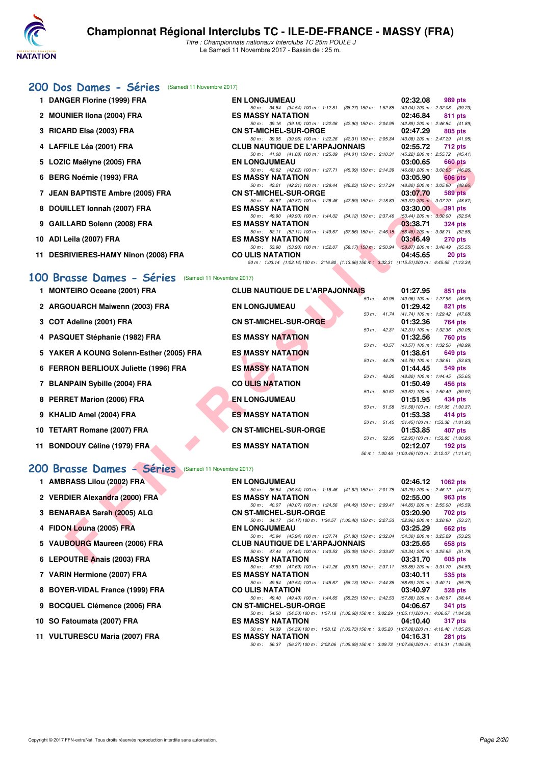# Championnat Régional Interclubs TC - ILE-DE-FRANCE - MASSY (FRA)

*Titre : Championnats nationaux Interclubs TC 25m POULE J*
Le Samedi 11 Novembre 2017 - Bassin de : 25 m.

## 200 Dos Dames - Séries (Samedi 11 Novembre 2017)

| | Nom | Club | Temps | Points |
|---|---|---|---|---|
| 1 | DANGER Florine (1999) FRA | EN LONGJUMEAU | 02:32.08 | 989 pts |
| | | 50 m : 34.54 (34.54) 100 m : 1:12.81 (38.27) 150 m : 1:52.85 (40.04) 200 m : 2:32.08 (39.23) | | |
| 2 | MOUNIER Ilona (2004) FRA | ES MASSY NATATION | 02:46.84 | 811 pts |
| | | 50 m : 39.16 (39.16) 100 m : 1:22.06 (42.90) 150 m : 2:04.95 (42.89) 200 m : 2:46.84 (41.89) | | |
| 3 | RICARD Elsa (2003) FRA | CN ST-MICHEL-SUR-ORGE | 02:47.29 | 805 pts |
| | | 50 m : 39.95 (39.95) 100 m : 1:22.26 (42.31) 150 m : 2:05.34 (43.08) 200 m : 2:47.29 (41.95) | | |
| 4 | LAFFILE Léa (2001) FRA | CLUB NAUTIQUE DE L'ARPAJONNAIS | 02:55.72 | 712 pts |
| | | 50 m : 41.08 (41.08) 100 m : 1:25.09 (44.01) 150 m : 2:10.31 (45.22) 200 m : 2:55.72 (45.41) | | |
| 5 | LOZIC Maëlyne (2005) FRA | EN LONGJUMEAU | 03:00.65 | 660 pts |
| | | 50 m : 42.62 (42.62) 100 m : 1:27.71 (45.09) 150 m : 2:14.39 (46.68) 200 m : 3:00.65 (46.26) | | |
| 6 | BERG Noémie (1993) FRA | ES MASSY NATATION | 03:05.90 | 606 pts |
| | | 50 m : 42.21 (42.21) 100 m : 1:28.44 (46.23) 150 m : 2:17.24 (48.80) 200 m : 3:05.90 (48.66) | | |
| 7 | JEAN BAPTISTE Ambre (2005) FRA | CN ST-MICHEL-SUR-ORGE | 03:07.70 | 589 pts |
| | | 50 m : 40.87 (40.87) 100 m : 1:28.46 (47.59) 150 m : 2:18.83 (50.37) 200 m : 3:07.70 (48.87) | | |
| 8 | DOUILLET Ionnah (2007) FRA | ES MASSY NATATION | 03:30.00 | 391 pts |
| | | 50 m : 49.90 (49.90) 100 m : 1:44.02 (54.12) 150 m : 2:37.46 (53.44) 200 m : 3:30.00 (52.54) | | |
| 9 | GAILLARD Solenn (2008) FRA | ES MASSY NATATION | 03:38.71 | 324 pts |
| | | 50 m : 52.11 (52.11) 100 m : 1:49.67 (57.56) 150 m : 2:46.15 (56.48) 200 m : 3:38.71 (52.56) | | |
| 10 | ADI Leila (2007) FRA | ES MASSY NATATION | 03:46.49 | 270 pts |
| | | 50 m : 53.90 (53.90) 100 m : 1:52.07 (58.17) 150 m : 2:50.94 (58.87) 200 m : 3:46.49 (55.55) | | |
| 11 | DESRIVIERES-HAMY Ninon (2008) FRA | CO ULIS NATATION | 04:45.65 | 20 pts |
| | | 50 m : 1:03.14 (1:03.14) 100 m : 2:16.80 (1:13.66) 150 m : 3:32.31 (1:15.51) 200 m : 4:45.65 (1:13.34) | | |

## 100 Brasse Dames - Séries (Samedi 11 Novembre 2017)

| | Nom | Club | Temps | Points |
|---|---|---|---|---|
| 1 | MONTEIRO Oceane (2001) FRA | CLUB NAUTIQUE DE L'ARPAJONNAIS | 01:27.95 | 851 pts |
| | | 50 m : 40.96 (40.96) 100 m : 1:27.95 (46.99) | | |
| 2 | ARGOUARCH Maiwenn (2003) FRA | EN LONGJUMEAU | 01:29.42 | 821 pts |
| | | 50 m : 41.74 (41.74) 100 m : 1:29.42 (47.68) | | |
| 3 | COT Adeline (2001) FRA | CN ST-MICHEL-SUR-ORGE | 01:32.36 | 764 pts |
| | | 50 m : 42.31 (42.31) 100 m : 1:32.36 (50.05) | | |
| 4 | PASQUET Stéphanie (1982) FRA | ES MASSY NATATION | 01:32.56 | 760 pts |
| | | 50 m : 43.57 (43.57) 100 m : 1:32.56 (48.99) | | |
| 5 | YAKER A KOUNG Solenn-Esther (2005) FRA | ES MASSY NATATION | 01:38.61 | 649 pts |
| | | 50 m : 44.78 (44.78) 100 m : 1:38.61 (53.83) | | |
| 6 | FERRON BERLIOUX Juliette (1996) FRA | ES MASSY NATATION | 01:44.45 | 549 pts |
| | | 50 m : 48.80 (48.80) 100 m : 1:44.45 (55.65) | | |
| 7 | BLANPAIN Sybille (2004) FRA | CO ULIS NATATION | 01:50.49 | 456 pts |
| | | 50 m : 50.52 (50.52) 100 m : 1:50.49 (59.97) | | |
| 8 | PERRET Marion (2006) FRA | EN LONGJUMEAU | 01:51.95 | 434 pts |
| | | 50 m : 51.58 (51.58) 100 m : 1:51.95 (1:00.37) | | |
| 9 | KHALID Amel (2004) FRA | ES MASSY NATATION | 01:53.38 | 414 pts |
| | | 50 m : 51.45 (51.45) 100 m : 1:53.38 (1:01.93) | | |
| 10 | TETART Romane (2007) FRA | CN ST-MICHEL-SUR-ORGE | 01:53.85 | 407 pts |
| | | 50 m : 52.95 (52.95) 100 m : 1:53.85 (1:00.90) | | |
| 11 | BONDOUY Céline (1979) FRA | ES MASSY NATATION | 02:12.07 | 192 pts |
| | | 50 m : 1:00.46 (1:00.46) 100 m : 2:12.07 (1:11.61) | | |

## 200 Brasse Dames - Séries (Samedi 11 Novembre 2017)

| | Nom | Club | Temps | Points |
|---|---|---|---|---|
| 1 | AMBRASS Lilou (2002) FRA | EN LONGJUMEAU | 02:46.12 | 1062 pts |
| | | 50 m : 36.84 (36.84) 100 m : 1:18.46 (41.62) 150 m : 2:01.75 (43.29) 200 m : 2:46.12 (44.37) | | |
| 2 | VERDIER Alexandra (2000) FRA | ES MASSY NATATION | 02:55.00 | 963 pts |
| | | 50 m : 40.07 (40.07) 100 m : 1:24.56 (44.49) 150 m : 2:09.41 (44.85) 200 m : 2:55.00 (45.59) | | |
| 3 | BENARABA Sarah (2005) ALG | CN ST-MICHEL-SUR-ORGE | 03:20.90 | 702 pts |
| | | 50 m : 34.17 (34.17) 100 m : 1:34.57 (1:00.40) 150 m : 2:27.53 (52.96) 200 m : 3:20.90 (53.37) | | |
| 4 | FIDON Louna (2005) FRA | EN LONGJUMEAU | 03:25.29 | 662 pts |
| | | 50 m : 45.94 (45.94) 100 m : 1:37.74 (51.80) 150 m : 2:32.04 (54.30) 200 m : 3:25.29 (53.25) | | |
| 5 | VAUBOURG Maureen (2006) FRA | CLUB NAUTIQUE DE L'ARPAJONNAIS | 03:25.65 | 658 pts |
| | | 50 m : 47.44 (47.44) 100 m : 1:40.53 (53.09) 150 m : 2:33.87 (53.34) 200 m : 3:25.65 (51.78) | | |
| 6 | LEPOUTRE Anais (2003) FRA | ES MASSY NATATION | 03:31.70 | 605 pts |
| | | 50 m : 47.69 (47.69) 100 m : 1:41.26 (53.57) 150 m : 2:37.11 (55.85) 200 m : 3:31.70 (54.59) | | |
| 7 | VARIN Hermione (2007) FRA | ES MASSY NATATION | 03:40.11 | 535 pts |
| | | 50 m : 49.54 (49.54) 100 m : 1:45.67 (56.13) 150 m : 2:44.36 (58.69) 200 m : 3:40.11 (55.75) | | |
| 8 | BOYER-VIDAL France (1999) FRA | CO ULIS NATATION | 03:40.97 | 528 pts |
| | | 50 m : 49.40 (49.40) 100 m : 1:44.65 (55.25) 150 m : 2:42.53 (57.88) 200 m : 3:40.97 (58.44) | | |
| 9 | BOCQUEL Clémence (2006) FRA | CN ST-MICHEL-SUR-ORGE | 04:06.67 | 341 pts |
| | | 50 m : 54.50 (54.50) 100 m : 1:57.18 (1:02.68) 150 m : 3:02.29 (1:05.11) 200 m : 4:06.67 (1:04.38) | | |
| 10 | SO Fatoumata (2007) FRA | ES MASSY NATATION | 04:10.40 | 317 pts |
| | | 50 m : 54.39 (54.39) 100 m : 1:58.12 (1:03.73) 150 m : 3:05.20 (1:07.08) 200 m : 4:10.40 (1:05.20) | | |
| 11 | VULTURESCU Maria (2007) FRA | ES MASSY NATATION | 04:16.31 | 281 pts |
| | | 50 m : 56.37 (56.37) 100 m : 2:02.06 (1:05.69) 150 m : 3:09.72 (1:07.66) 200 m : 4:16.31 (1:06.59) | | |

Copyright © 2017 FFN-extraNat. Tous droits réservés reproduction interdite sans autorisation.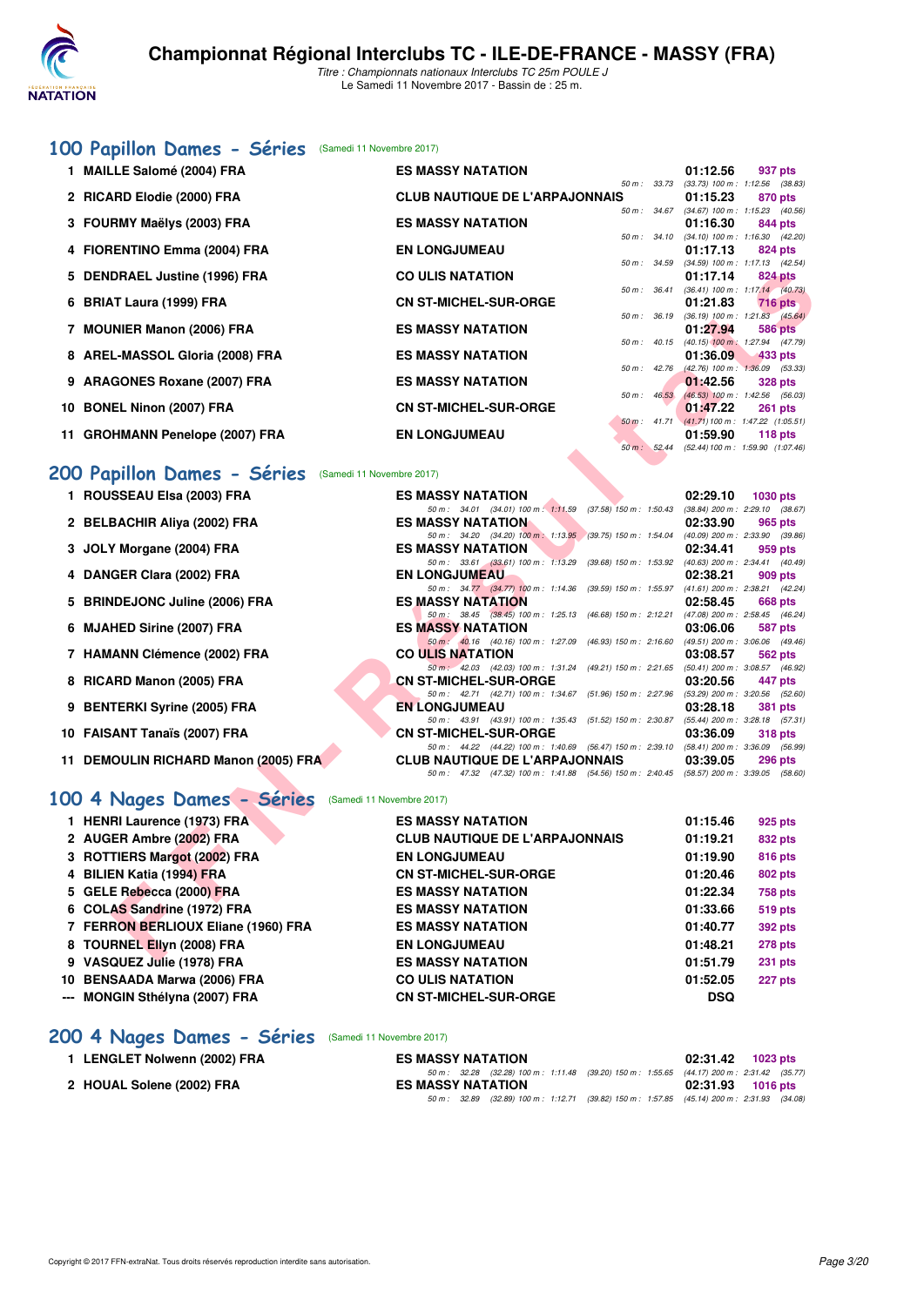# Championnat Régional Interclubs TC - ILE-DE-FRANCE - MASSY (FRA)

*Titre : Championnats nationaux Interclubs TC 25m POULE J*
Le Samedi 11 Novembre 2017 - Bassin de : 25 m.

## 100 Papillon Dames - Séries (Samedi 11 Novembre 2017)

| Rang | Nom | Club | Temps | Points | Splits |
|---|---|---|---|---|---|
| 1 | MAILLE Salomé (2004) FRA | ES MASSY NATATION | 01:12.56 | 937 pts | 50 m : 33.73 (33.73) 100 m : 1:12.56 (38.83) |
| 2 | RICARD Elodie (2000) FRA | CLUB NAUTIQUE DE L'ARPAJONNAIS | 01:15.23 | 870 pts | 50 m : 34.67 (34.67) 100 m : 1:15.23 (40.56) |
| 3 | FOURMY Maëlys (2003) FRA | ES MASSY NATATION | 01:16.30 | 844 pts | 50 m : 34.10 (34.10) 100 m : 1:16.30 (42.20) |
| 4 | FIORENTINO Emma (2004) FRA | EN LONGJUMEAU | 01:17.13 | 824 pts | 50 m : 34.59 (34.59) 100 m : 1:17.13 (42.54) |
| 5 | DENDRAEL Justine (1996) FRA | CO ULIS NATATION | 01:17.14 | 824 pts | 50 m : 36.41 (36.41) 100 m : 1:17.14 (40.73) |
| 6 | BRIAT Laura (1999) FRA | CN ST-MICHEL-SUR-ORGE | 01:21.83 | 716 pts | 50 m : 36.19 (36.19) 100 m : 1:21.83 (45.64) |
| 7 | MOUNIER Manon (2006) FRA | ES MASSY NATATION | 01:27.94 | 586 pts | 50 m : 40.15 (40.15) 100 m : 1:27.94 (47.79) |
| 8 | AREL-MASSOL Gloria (2008) FRA | ES MASSY NATATION | 01:36.09 | 433 pts | 50 m : 42.76 (42.76) 100 m : 1:36.09 (53.33) |
| 9 | ARAGONES Roxane (2007) FRA | ES MASSY NATATION | 01:42.56 | 328 pts | 50 m : 46.53 (46.53) 100 m : 1:42.56 (56.03) |
| 10 | BONEL Ninon (2007) FRA | CN ST-MICHEL-SUR-ORGE | 01:47.22 | 261 pts | 50 m : 41.71 (41.71) 100 m : 1:47.22 (1:05.51) |
| 11 | GROHMANN Penelope (2007) FRA | EN LONGJUMEAU | 01:59.90 | 118 pts | 50 m : 52.44 (52.44) 100 m : 1:59.90 (1:07.46) |

## 200 Papillon Dames - Séries (Samedi 11 Novembre 2017)

| Rang | Nom | Club | Temps | Points | Splits |
|---|---|---|---|---|---|
| 1 | ROUSSEAU Elsa (2003) FRA | ES MASSY NATATION | 02:29.10 | 1030 pts | 50 m : 34.01 (34.01) 100 m : 1:11.59 (37.58) 150 m : 1:50.43 (38.84) 200 m : 2:29.10 (38.67) |
| 2 | BELBACHIR Aliya (2002) FRA | ES MASSY NATATION | 02:33.90 | 965 pts | 50 m : 34.20 (34.20) 100 m : 1:13.95 (39.75) 150 m : 1:54.04 (40.09) 200 m : 2:33.90 (39.86) |
| 3 | JOLY Morgane (2004) FRA | ES MASSY NATATION | 02:34.41 | 959 pts | 50 m : 33.61 (33.61) 100 m : 1:13.29 (39.68) 150 m : 1:53.92 (40.63) 200 m : 2:34.41 (40.49) |
| 4 | DANGER Clara (2002) FRA | EN LONGJUMEAU | 02:38.21 | 909 pts | 50 m : 34.77 (34.77) 100 m : 1:14.36 (39.59) 150 m : 1:55.97 (41.61) 200 m : 2:38.21 (42.24) |
| 5 | BRINDEJONC Juline (2006) FRA | ES MASSY NATATION | 02:58.45 | 668 pts | 50 m : 38.45 (38.45) 100 m : 1:25.13 (46.68) 150 m : 2:12.21 (47.08) 200 m : 2:58.45 (46.24) |
| 6 | MJAHED Sirine (2007) FRA | ES MASSY NATATION | 03:06.06 | 587 pts | 50 m : 40.16 (40.16) 100 m : 1:27.09 (46.93) 150 m : 2:16.60 (49.51) 200 m : 3:06.06 (49.46) |
| 7 | HAMANN Clémence (2002) FRA | CO ULIS NATATION | 03:08.57 | 562 pts | 50 m : 42.03 (42.03) 100 m : 1:31.24 (49.21) 150 m : 2:21.65 (50.41) 200 m : 3:08.57 (46.92) |
| 8 | RICARD Manon (2005) FRA | CN ST-MICHEL-SUR-ORGE | 03:20.56 | 447 pts | 50 m : 42.71 (42.71) 100 m : 1:34.67 (51.96) 150 m : 2:27.96 (53.29) 200 m : 3:20.56 (52.60) |
| 9 | BENTERKI Syrine (2005) FRA | EN LONGJUMEAU | 03:28.18 | 381 pts | 50 m : 43.91 (43.91) 100 m : 1:35.43 (51.52) 150 m : 2:30.87 (55.44) 200 m : 3:28.18 (57.31) |
| 10 | FAISANT Tanaïs (2007) FRA | CN ST-MICHEL-SUR-ORGE | 03:36.09 | 318 pts | 50 m : 44.22 (44.22) 100 m : 1:40.69 (56.47) 150 m : 2:39.10 (58.41) 200 m : 3:36.09 (56.99) |
| 11 | DEMOULIN RICHARD Manon (2005) FRA | CLUB NAUTIQUE DE L'ARPAJONNAIS | 03:39.05 | 296 pts | 50 m : 47.32 (47.32) 100 m : 1:41.88 (54.56) 150 m : 2:40.45 (58.57) 200 m : 3:39.05 (58.60) |

## 100 4 Nages Dames - Séries (Samedi 11 Novembre 2017)

| Rang | Nom | Club | Temps | Points |
|---|---|---|---|---|
| 1 | HENRI Laurence (1973) FRA | ES MASSY NATATION | 01:15.46 | 925 pts |
| 2 | AUGER Ambre (2002) FRA | CLUB NAUTIQUE DE L'ARPAJONNAIS | 01:19.21 | 832 pts |
| 3 | ROTTIERS Margot (2002) FRA | EN LONGJUMEAU | 01:19.90 | 816 pts |
| 4 | BILIEN Katia (1994) FRA | CN ST-MICHEL-SUR-ORGE | 01:20.46 | 802 pts |
| 5 | GELE Rebecca (2000) FRA | ES MASSY NATATION | 01:22.34 | 758 pts |
| 6 | COLAS Sandrine (1972) FRA | ES MASSY NATATION | 01:33.66 | 519 pts |
| 7 | FERRON BERLIOUX Eliane (1960) FRA | ES MASSY NATATION | 01:40.77 | 392 pts |
| 8 | TOURNEL Ellyn (2008) FRA | EN LONGJUMEAU | 01:48.21 | 278 pts |
| 9 | VASQUEZ Julie (1978) FRA | ES MASSY NATATION | 01:51.79 | 231 pts |
| 10 | BENSAADA Marwa (2006) FRA | CO ULIS NATATION | 01:52.05 | 227 pts |
| --- | MONGIN Sthélyna (2007) FRA | CN ST-MICHEL-SUR-ORGE | DSQ | |

## 200 4 Nages Dames - Séries (Samedi 11 Novembre 2017)

| Rang | Nom | Club | Temps | Points | Splits |
|---|---|---|---|---|---|
| 1 | LENGLET Nolwenn (2002) FRA | ES MASSY NATATION | 02:31.42 | 1023 pts | 50 m : 32.28 (32.28) 100 m : 1:11.48 (39.20) 150 m : 1:55.65 (44.17) 200 m : 2:31.42 (35.77) |
| 2 | HOUAL Solene (2002) FRA | ES MASSY NATATION | 02:31.93 | 1016 pts | 50 m : 32.89 (32.89) 100 m : 1:12.71 (39.82) 150 m : 1:57.85 (45.14) 200 m : 2:31.93 (34.08) |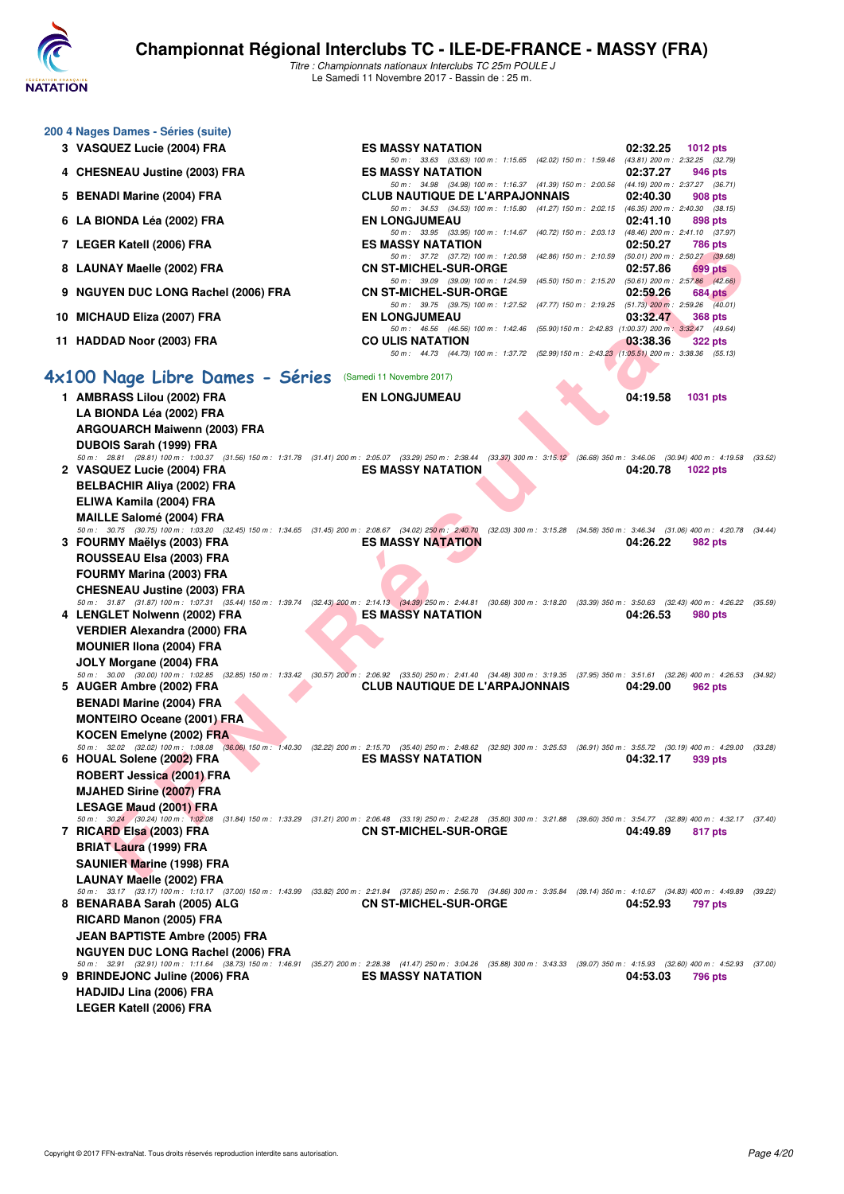### 200 4 Nages Dames - Séries (suite)

| Rang | Nom | Club | Temps | Points |
|---|---|---|---|---|
| 3 | VASQUEZ Lucie (2004) FRA | ES MASSY NATATION | 02:32.25 | 1012 pts |
| | 50 m : 33.63 (33.63) 100 m : 1:15.65 (42.02) 150 m : 1:59.46 (43.81) 200 m : 2:32.25 (32.79) | | | |
| 4 | CHESNEAU Justine (2003) FRA | ES MASSY NATATION | 02:37.27 | 946 pts |
| | 50 m : 34.98 (34.98) 100 m : 1:16.37 (41.39) 150 m : 2:00.56 (44.19) 200 m : 2:37.27 (36.71) | | | |
| 5 | BENADI Marine (2004) FRA | CLUB NAUTIQUE DE L'ARPAJONNAIS | 02:40.30 | 908 pts |
| | 50 m : 34.53 (34.53) 100 m : 1:15.80 (41.27) 150 m : 2:02.15 (46.35) 200 m : 2:40.30 (38.15) | | | |
| 6 | LA BIONDA Léa (2002) FRA | EN LONGJUMEAU | 02:41.10 | 898 pts |
| | 50 m : 33.95 (33.95) 100 m : 1:14.67 (40.72) 150 m : 2:03.13 (48.46) 200 m : 2:41.10 (37.97) | | | |
| 7 | LEGER Katell (2006) FRA | ES MASSY NATATION | 02:50.27 | 786 pts |
| | 50 m : 37.72 (37.72) 100 m : 1:20.58 (42.86) 150 m : 2:10.59 (50.01) 200 m : 2:50.27 (39.68) | | | |
| 8 | LAUNAY Maelle (2002) FRA | CN ST-MICHEL-SUR-ORGE | 02:57.86 | 699 pts |
| | 50 m : 39.09 (39.09) 100 m : 1:24.59 (45.50) 150 m : 2:15.20 (50.61) 200 m : 2:57.86 (42.66) | | | |
| 9 | NGUYEN DUC LONG Rachel (2006) FRA | CN ST-MICHEL-SUR-ORGE | 02:59.26 | 684 pts |
| | 50 m : 39.75 (39.75) 100 m : 1:27.52 (47.77) 150 m : 2:19.25 (51.73) 200 m : 2:59.26 (40.01) | | | |
| 10 | MICHAUD Eliza (2007) FRA | EN LONGJUMEAU | 03:32.47 | 368 pts |
| | 50 m : 46.56 (46.56) 100 m : 1:42.46 (55.90) 150 m : 2:42.83 (1:00.37) 200 m : 3:32.47 (49.64) | | | |
| 11 | HADDAD Noor (2003) FRA | CO ULIS NATATION | 03:38.36 | 322 pts |
| | 50 m : 44.73 (44.73) 100 m : 1:37.72 (52.99) 150 m : 2:43.23 (1:05.51) 200 m : 3:38.36 (55.13) | | | |

## 4x100 Nage Libre Dames - Séries (Samedi 11 Novembre 2017)

| Rang | Nageuses | Club | Temps | Points |
|---|---|---|---|---|
| 1 | AMBRASS Lilou (2002) FRA<br>LA BIONDA Léa (2002) FRA<br>ARGOUARCH Maiwenn (2003) FRA<br>DUBOIS Sarah (1999) FRA | EN LONGJUMEAU | 04:19.58 | 1031 pts |
| | 50 m : 28.81 (28.81) 100 m : 1:00.37 (31.56) 150 m : 1:31.78 (31.41) 200 m : 2:05.07 (33.29) 250 m : 2:38.44 (33.37) 300 m : 3:15.12 (36.68) 350 m : 3:46.06 (30.94) 400 m : 4:19.58 (33.52) | | | |
| 2 | VASQUEZ Lucie (2004) FRA<br>BELBACHIR Aliya (2002) FRA<br>ELIWA Kamila (2004) FRA<br>MAILLE Salomé (2004) FRA | ES MASSY NATATION | 04:20.78 | 1022 pts |
| | 50 m : 30.75 (30.75) 100 m : 1:03.20 (32.45) 150 m : 1:34.65 (31.45) 200 m : 2:08.67 (34.02) 250 m : 2:40.70 (32.03) 300 m : 3:15.28 (34.58) 350 m : 3:46.34 (31.06) 400 m : 4:20.78 (34.44) | | | |
| 3 | FOURMY Maëlys (2003) FRA<br>ROUSSEAU Elsa (2003) FRA<br>FOURMY Marina (2003) FRA<br>CHESNEAU Justine (2003) FRA | ES MASSY NATATION | 04:26.22 | 982 pts |
| | 50 m : 31.87 (31.87) 100 m : 1:07.31 (35.44) 150 m : 1:39.74 (32.43) 200 m : 2:14.13 (34.39) 250 m : 2:44.81 (30.68) 300 m : 3:18.20 (33.39) 350 m : 3:50.63 (32.43) 400 m : 4:26.22 (35.59) | | | |
| 4 | LENGLET Nolwenn (2002) FRA<br>VERDIER Alexandra (2000) FRA<br>MOUNIER Ilona (2004) FRA<br>JOLY Morgane (2004) FRA | ES MASSY NATATION | 04:26.53 | 980 pts |
| | 50 m : 30.00 (30.00) 100 m : 1:02.85 (32.85) 150 m : 1:33.42 (30.57) 200 m : 2:06.92 (33.50) 250 m : 2:41.40 (34.48) 300 m : 3:19.35 (37.95) 350 m : 3:51.61 (32.26) 400 m : 4:26.53 (34.92) | | | |
| 5 | AUGER Ambre (2002) FRA<br>BENADI Marine (2004) FRA<br>MONTEIRO Oceane (2001) FRA<br>KOCEN Emelyne (2002) FRA | CLUB NAUTIQUE DE L'ARPAJONNAIS | 04:29.00 | 962 pts |
| | 50 m : 32.02 (32.02) 100 m : 1:08.08 (36.06) 150 m : 1:40.30 (32.22) 200 m : 2:15.70 (35.40) 250 m : 2:48.62 (32.92) 300 m : 3:25.53 (36.91) 350 m : 3:55.72 (30.19) 400 m : 4:29.00 (33.28) | | | |
| 6 | HOUAL Solene (2002) FRA<br>ROBERT Jessica (2001) FRA<br>MJAHED Sirine (2007) FRA<br>LESAGE Maud (2001) FRA | ES MASSY NATATION | 04:32.17 | 939 pts |
| | 50 m : 30.24 (30.24) 100 m : 1:02.08 (31.84) 150 m : 1:33.29 (31.21) 200 m : 2:06.48 (33.19) 250 m : 2:42.28 (35.80) 300 m : 3:21.88 (39.60) 350 m : 3:54.77 (32.89) 400 m : 4:32.17 (37.40) | | | |
| 7 | RICARD Elsa (2003) FRA<br>BRIAT Laura (1999) FRA<br>SAUNIER Marine (1998) FRA<br>LAUNAY Maelle (2002) FRA | CN ST-MICHEL-SUR-ORGE | 04:49.89 | 817 pts |
| | 50 m : 33.17 (33.17) 100 m : 1:10.17 (37.00) 150 m : 1:43.99 (33.82) 200 m : 2:21.84 (37.85) 250 m : 2:56.70 (34.86) 300 m : 3:35.84 (39.14) 350 m : 4:10.67 (34.83) 400 m : 4:49.89 (39.22) | | | |
| 8 | BENARABA Sarah (2005) ALG<br>RICARD Manon (2005) FRA<br>JEAN BAPTISTE Ambre (2005) FRA<br>NGUYEN DUC LONG Rachel (2006) FRA | CN ST-MICHEL-SUR-ORGE | 04:52.93 | 797 pts |
| | 50 m : 32.91 (32.91) 100 m : 1:11.64 (38.73) 150 m : 1:46.91 (35.27) 200 m : 2:28.38 (41.47) 250 m : 3:04.26 (35.88) 300 m : 3:43.33 (39.07) 350 m : 4:15.93 (32.60) 400 m : 4:52.93 (37.00) | | | |
| 9 | BRINDEJONC Juline (2006) FRA<br>HADJIDJ Lina (2006) FRA<br>LEGER Katell (2006) FRA | ES MASSY NATATION | 04:53.03 | 796 pts |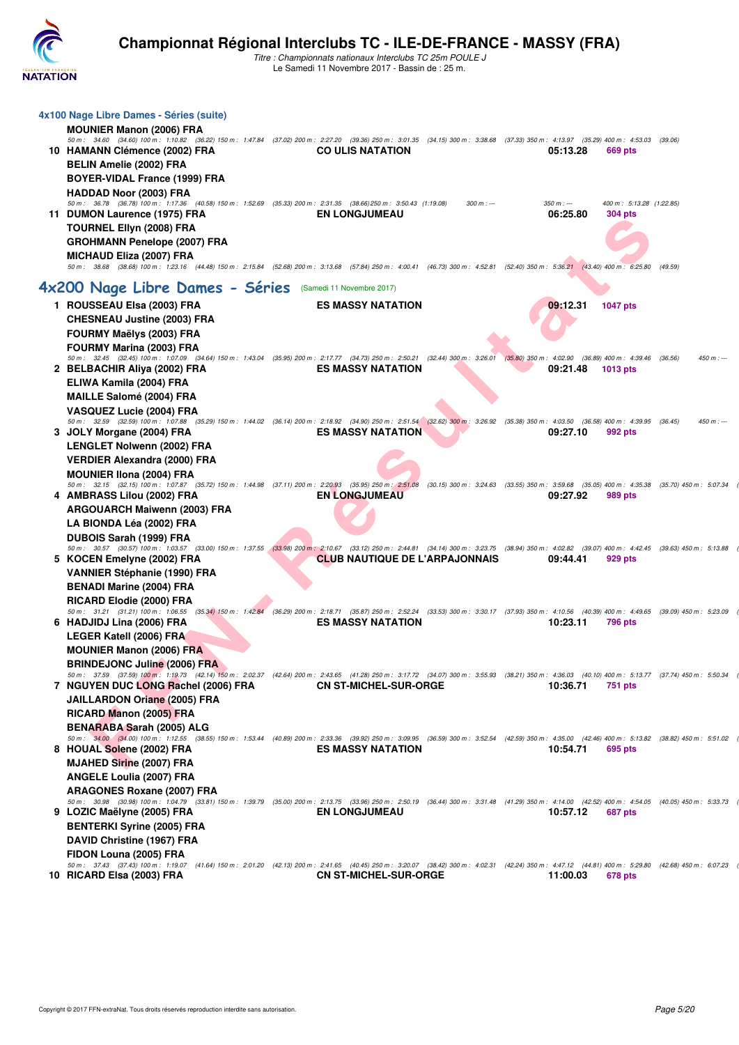# Championnat Régional Interclubs TC - ILE-DE-FRANCE - MASSY (FRA)

*Titre : Championnats nationaux Interclubs TC 25m POULE J*
Le Samedi 11 Novembre 2017 - Bassin de : 25 m.

## 4x100 Nage Libre Dames - Séries (suite)

**MOUNIER Manon (2006) FRA**
50 m : 34.60 (34.60) 100 m : 1:10.82 (36.22) 150 m : 1:47.84 (37.02) 200 m : 2:27.20 (39.36) 250 m : 3:01.35 (34.15) 300 m : 3:38.68 (37.33) 350 m : 4:13.97 (35.29) 400 m : 4:53.03 (39.06)

**10 HAMANN Clémence (2002) FRA** — **CO ULIS NATATION** — **05:13.28** — **669 pts**
**BELIN Amelie (2002) FRA**
**BOYER-VIDAL France (1999) FRA**
**HADDAD Noor (2003) FRA**
50 m : 36.78 (36.78) 100 m : 1:17.36 (40.58) 150 m : 1:52.69 (35.33) 200 m : 2:31.35 (38.66) 250 m : 3:50.43 (1:19.08) 300 m : --- 350 m : --- 400 m : 5:13.28 (1:22.85)

**11 DUMON Laurence (1975) FRA** — **EN LONGJUMEAU** — **06:25.80** — **304 pts**
**TOURNEL Ellyn (2008) FRA**
**GROHMANN Penelope (2007) FRA**
**MICHAUD Eliza (2007) FRA**
50 m : 38.68 (38.68) 100 m : 1:23.16 (44.48) 150 m : 2:15.84 (52.68) 200 m : 3:13.68 (57.84) 250 m : 4:00.41 (46.73) 300 m : 4:52.81 (52.40) 350 m : 5:36.21 (43.40) 400 m : 6:25.80 (49.59)

## 4x200 Nage Libre Dames - Séries (Samedi 11 Novembre 2017)

**1 ROUSSEAU Elsa (2003) FRA** — **ES MASSY NATATION** — **09:12.31** — **1047 pts**
**CHESNEAU Justine (2003) FRA**
**FOURMY Maëlys (2003) FRA**
**FOURMY Marina (2003) FRA**
50 m : 32.45 (32.45) 100 m : 1:07.09 (34.64) 150 m : 1:43.04 (35.95) 200 m : 2:17.77 (34.73) 250 m : 2:50.21 (32.44) 300 m : 3:26.01 (35.80) 350 m : 4:02.90 (36.89) 400 m : 4:39.46 (36.56) 450 m : ---

**2 BELBACHIR Aliya (2002) FRA** — **ES MASSY NATATION** — **09:21.48** — **1013 pts**
**ELIWA Kamila (2004) FRA**
**MAILLE Salomé (2004) FRA**
**VASQUEZ Lucie (2004) FRA**
50 m : 32.59 (32.59) 100 m : 1:07.88 (35.29) 150 m : 1:44.02 (36.14) 200 m : 2:18.92 (34.90) 250 m : 2:51.54 (32.62) 300 m : 3:26.92 (35.38) 350 m : 4:03.50 (36.58) 400 m : 4:39.95 (36.45) 450 m : ---

**3 JOLY Morgane (2004) FRA** — **ES MASSY NATATION** — **09:27.10** — **992 pts**
**LENGLET Nolwenn (2002) FRA**
**VERDIER Alexandra (2000) FRA**
**MOUNIER Ilona (2004) FRA**
50 m : 32.15 (32.15) 100 m : 1:07.87 (35.72) 150 m : 1:44.98 (37.11) 200 m : 2:20.93 (35.95) 250 m : 2:51.08 (30.15) 300 m : 3:24.63 (33.55) 350 m : 3:59.68 (35.05) 400 m : 4:35.38 (35.70) 450 m : 5:07.34

**4 AMBRASS Lilou (2002) FRA** — **EN LONGJUMEAU** — **09:27.92** — **989 pts**
**ARGOUARCH Maiwenn (2003) FRA**
**LA BIONDA Léa (2002) FRA**
**DUBOIS Sarah (1999) FRA**
50 m : 30.57 (30.57) 100 m : 1:03.57 (33.00) 150 m : 1:37.55 (33.98) 200 m : 2:10.67 (33.12) 250 m : 2:44.81 (34.14) 300 m : 3:23.75 (38.94) 350 m : 4:02.82 (39.07) 400 m : 4:42.45 (39.63) 450 m : 5:13.88

**5 KOCEN Emelyne (2002) FRA** — **CLUB NAUTIQUE DE L'ARPAJONNAIS** — **09:44.41** — **929 pts**
**VANNIER Stéphanie (1990) FRA**
**BENADI Marine (2004) FRA**
**RICARD Elodie (2000) FRA**
50 m : 31.21 (31.21) 100 m : 1:06.55 (35.34) 150 m : 1:42.84 (36.29) 200 m : 2:18.71 (35.87) 250 m : 2:52.24 (33.53) 300 m : 3:30.17 (37.93) 350 m : 4:10.56 (40.39) 400 m : 4:49.65 (39.09) 450 m : 5:23.09

**6 HADJIDJ Lina (2006) FRA** — **ES MASSY NATATION** — **10:23.11** — **796 pts**
**LEGER Katell (2006) FRA**
**MOUNIER Manon (2006) FRA**
**BRINDEJONC Juline (2006) FRA**
50 m : 37.59 (37.59) 100 m : 1:19.73 (42.14) 150 m : 2:02.37 (42.64) 200 m : 2:43.65 (41.28) 250 m : 3:17.72 (34.07) 300 m : 3:55.93 (38.21) 350 m : 4:36.03 (40.10) 400 m : 5:13.77 (37.74) 450 m : 5:50.34

**7 NGUYEN DUC LONG Rachel (2006) FRA** — **CN ST-MICHEL-SUR-ORGE** — **10:36.71** — **751 pts**
**JAILLARDON Oriane (2005) FRA**
**RICARD Manon (2005) FRA**
**BENARABA Sarah (2005) ALG**
50 m : 34.00 (34.00) 100 m : 1:12.55 (38.55) 150 m : 1:53.44 (40.89) 200 m : 2:33.36 (39.92) 250 m : 3:09.95 (36.59) 300 m : 3:52.54 (42.59) 350 m : 4:35.00 (42.46) 400 m : 5:13.82 (38.82) 450 m : 5:51.02

**8 HOUAL Solene (2002) FRA** — **ES MASSY NATATION** — **10:54.71** — **695 pts**
**MJAHED Sirine (2007) FRA**
**ANGELE Loulia (2007) FRA**
**ARAGONES Roxane (2007) FRA**
50 m : 30.98 (30.98) 100 m : 1:04.79 (33.81) 150 m : 1:39.79 (35.00) 200 m : 2:13.75 (33.96) 250 m : 2:50.19 (36.44) 300 m : 3:31.48 (41.29) 350 m : 4:14.00 (42.52) 400 m : 4:54.05 (40.05) 450 m : 5:33.73

**9 LOZIC Maëlyne (2005) FRA** — **EN LONGJUMEAU** — **10:57.12** — **687 pts**
**BENTERKI Syrine (2005) FRA**
**DAVID Christine (1967) FRA**
**FIDON Louna (2005) FRA**
50 m : 37.43 (37.43) 100 m : 1:19.07 (41.64) 150 m : 2:01.20 (42.13) 200 m : 2:41.65 (40.45) 250 m : 3:20.07 (38.42) 300 m : 4:02.31 (42.24) 350 m : 4:47.12 (44.81) 400 m : 5:29.80 (42.68) 450 m : 6:07.23

**10 RICARD Elsa (2003) FRA** — **CN ST-MICHEL-SUR-ORGE** — **11:00.03** — **678 pts**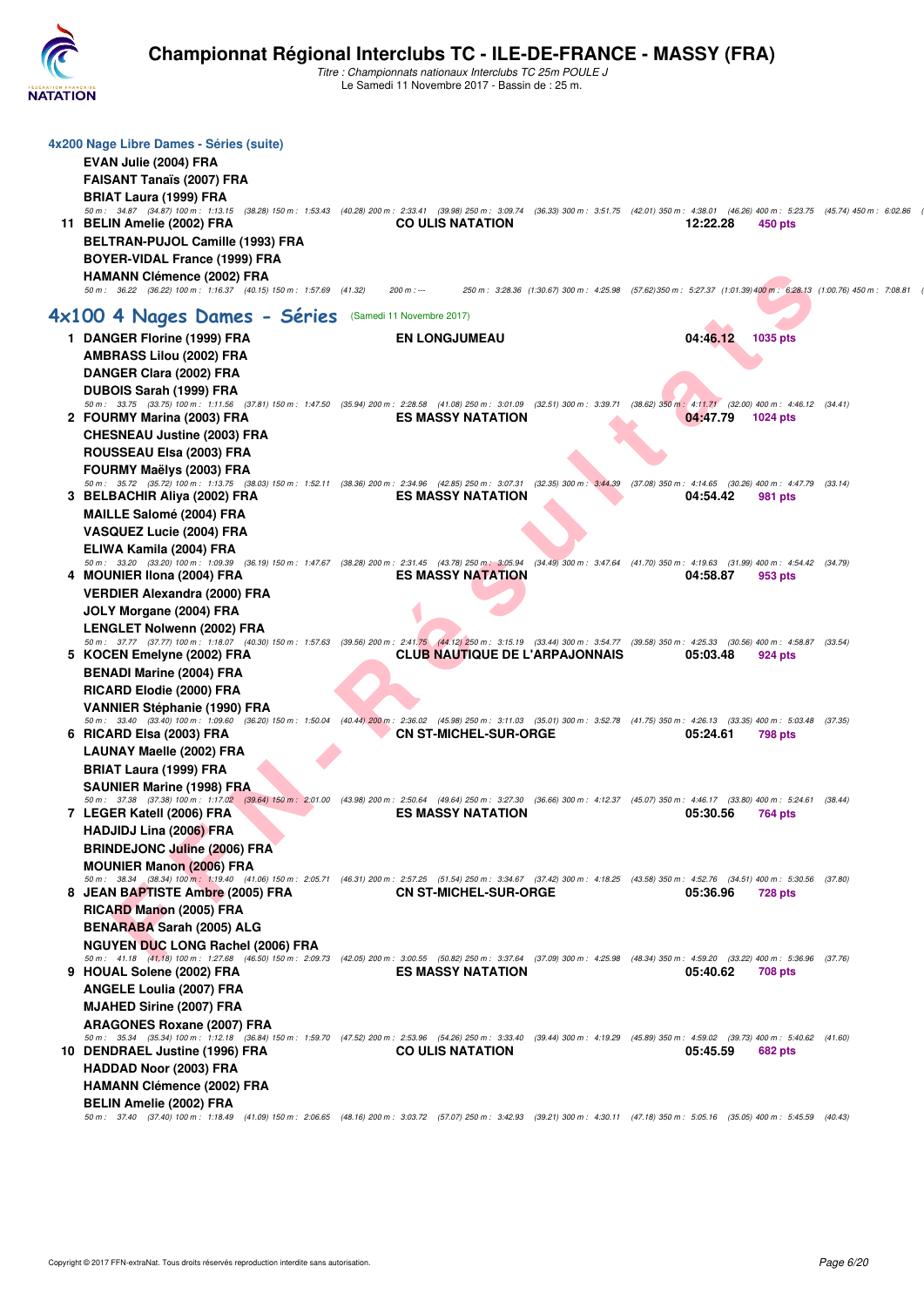# Championnat Régional Interclubs TC - ILE-DE-FRANCE - MASSY (FRA)

*Titre : Championnats nationaux Interclubs TC 25m POULE J*
Le Samedi 11 Novembre 2017 - Bassin de : 25 m.

### 4x200 Nage Libre Dames - Séries (suite)

EVAN Julie (2004) FRA
FAISANT Tanaïs (2007) FRA
BRIAT Laura (1999) FRA

*50 m : 34.87 (34.87) 100 m : 1:13.15 (38.28) 150 m : 1:53.43 (40.28) 200 m : 2:33.41 (39.98) 250 m : 3:09.74 (36.33) 300 m : 3:51.75 (42.01) 350 m : 4:38.01 (46.26) 400 m : 5:23.75 (45.74) 450 m : 6:02.86 (*

**11 BELIN Amelie (2002) FRA** — CO ULIS NATATION — 12:22.28 — 450 pts

BELTRAN-PUJOL Camille (1993) FRA
BOYER-VIDAL France (1999) FRA
HAMANN Clémence (2002) FRA

*50 m : 36.22 (36.22) 100 m : 1:16.37 (40.15) 150 m : 1:57.69 (41.32) 200 m : --- 250 m : 3:28.36 (1:30.67) 300 m : 4:25.98 (57.62) 350 m : 5:27.37 (1:01.39) 400 m : 6:28.13 (1:00.76) 450 m : 7:08.81 (*

## 4x100 4 Nages Dames - Séries (Samedi 11 Novembre 2017)

**1 DANGER Florine (1999) FRA** — EN LONGJUMEAU — 04:46.12 — 1035 pts

AMBRASS Lilou (2002) FRA
DANGER Clara (2002) FRA
DUBOIS Sarah (1999) FRA

*50 m : 33.75 (33.75) 100 m : 1:11.56 (37.81) 150 m : 1:47.50 (35.94) 200 m : 2:28.58 (41.08) 250 m : 3:01.09 (32.51) 300 m : 3:39.71 (38.62) 350 m : 4:11.71 (32.00) 400 m : 4:46.12 (34.41)*

**2 FOURMY Marina (2003) FRA** — ES MASSY NATATION — 04:47.79 — 1024 pts

CHESNEAU Justine (2003) FRA
ROUSSEAU Elsa (2003) FRA
FOURMY Maëlys (2003) FRA

*50 m : 35.72 (35.72) 100 m : 1:13.75 (38.03) 150 m : 1:52.11 (38.36) 200 m : 2:34.96 (42.85) 250 m : 3:07.31 (32.35) 300 m : 3:44.39 (37.08) 350 m : 4:14.65 (30.26) 400 m : 4:47.79 (33.14)*

**3 BELBACHIR Aliya (2002) FRA** — ES MASSY NATATION — 04:54.42 — 981 pts

MAILLE Salomé (2004) FRA
VASQUEZ Lucie (2004) FRA
ELIWA Kamila (2004) FRA

*50 m : 33.20 (33.20) 100 m : 1:09.39 (36.19) 150 m : 1:47.67 (38.28) 200 m : 2:31.45 (43.78) 250 m : 3:05.94 (34.49) 300 m : 3:47.64 (41.70) 350 m : 4:19.63 (31.99) 400 m : 4:54.42 (34.79)*

**4 MOUNIER Ilona (2004) FRA** — ES MASSY NATATION — 04:58.87 — 953 pts

VERDIER Alexandra (2000) FRA
JOLY Morgane (2004) FRA
LENGLET Nolwenn (2002) FRA

*50 m : 37.77 (37.77) 100 m : 1:18.07 (40.30) 150 m : 1:57.63 (39.56) 200 m : 2:41.75 (44.12) 250 m : 3:15.19 (33.44) 300 m : 3:54.77 (39.58) 350 m : 4:25.33 (30.56) 400 m : 4:58.87 (33.54)*

**5 KOCEN Emelyne (2002) FRA** — CLUB NAUTIQUE DE L'ARPAJONNAIS — 05:03.48 — 924 pts

BENADI Marine (2004) FRA
RICARD Elodie (2000) FRA
VANNIER Stéphanie (1990) FRA

*50 m : 33.40 (33.40) 100 m : 1:09.60 (36.20) 150 m : 1:50.04 (40.44) 200 m : 2:36.02 (45.98) 250 m : 3:11.03 (35.01) 300 m : 3:52.78 (41.75) 350 m : 4:26.13 (33.35) 400 m : 5:03.48 (37.35)*

**6 RICARD Elsa (2003) FRA** — CN ST-MICHEL-SUR-ORGE — 05:24.61 — 798 pts

LAUNAY Maelle (2002) FRA
BRIAT Laura (1999) FRA
SAUNIER Marine (1998) FRA

*50 m : 37.38 (37.38) 100 m : 1:17.02 (39.64) 150 m : 2:01.00 (43.98) 200 m : 2:50.64 (49.64) 250 m : 3:27.30 (36.66) 300 m : 4:12.37 (45.07) 350 m : 4:46.17 (33.80) 400 m : 5:24.61 (38.44)*

**7 LEGER Katell (2006) FRA** — ES MASSY NATATION — 05:30.56 — 764 pts

HADJIDJ Lina (2006) FRA
BRINDEJONC Juline (2006) FRA
MOUNIER Manon (2006) FRA

*50 m : 38.34 (38.34) 100 m : 1:19.40 (41.06) 150 m : 2:05.71 (46.31) 200 m : 2:57.25 (51.54) 250 m : 3:34.67 (37.42) 300 m : 4:18.25 (43.58) 350 m : 4:52.76 (34.51) 400 m : 5:30.56 (37.80)*

**8 JEAN BAPTISTE Ambre (2005) FRA** — CN ST-MICHEL-SUR-ORGE — 05:36.96 — 728 pts

RICARD Manon (2005) FRA
BENARABA Sarah (2005) ALG
NGUYEN DUC LONG Rachel (2006) FRA

*50 m : 41.18 (41.18) 100 m : 1:27.68 (46.50) 150 m : 2:09.73 (42.05) 200 m : 3:00.55 (50.82) 250 m : 3:37.64 (37.09) 300 m : 4:25.98 (48.34) 350 m : 4:59.20 (33.22) 400 m : 5:36.96 (37.76)*

**9 HOUAL Solene (2002) FRA** — ES MASSY NATATION — 05:40.62 — 708 pts

ANGELE Loulia (2007) FRA
MJAHED Sirine (2007) FRA
ARAGONES Roxane (2007) FRA

*50 m : 35.34 (35.34) 100 m : 1:12.18 (36.84) 150 m : 1:59.70 (47.52) 200 m : 2:53.96 (54.26) 250 m : 3:33.40 (39.44) 300 m : 4:19.29 (45.89) 350 m : 4:59.02 (39.73) 400 m : 5:40.62 (41.60)*

**10 DENDRAEL Justine (1996) FRA** — CO ULIS NATATION — 05:45.59 — 682 pts

HADDAD Noor (2003) FRA
HAMANN Clémence (2002) FRA
BELIN Amelie (2002) FRA

*50 m : 37.40 (37.40) 100 m : 1:18.49 (41.09) 150 m : 2:06.65 (48.16) 200 m : 3:03.72 (57.07) 250 m : 3:42.93 (39.21) 300 m : 4:30.11 (47.18) 350 m : 5:05.16 (35.05) 400 m : 5:45.59 (40.43)*

Copyright © 2017 FFN-extraNat. Tous droits réservés reproduction interdite sans autorisation.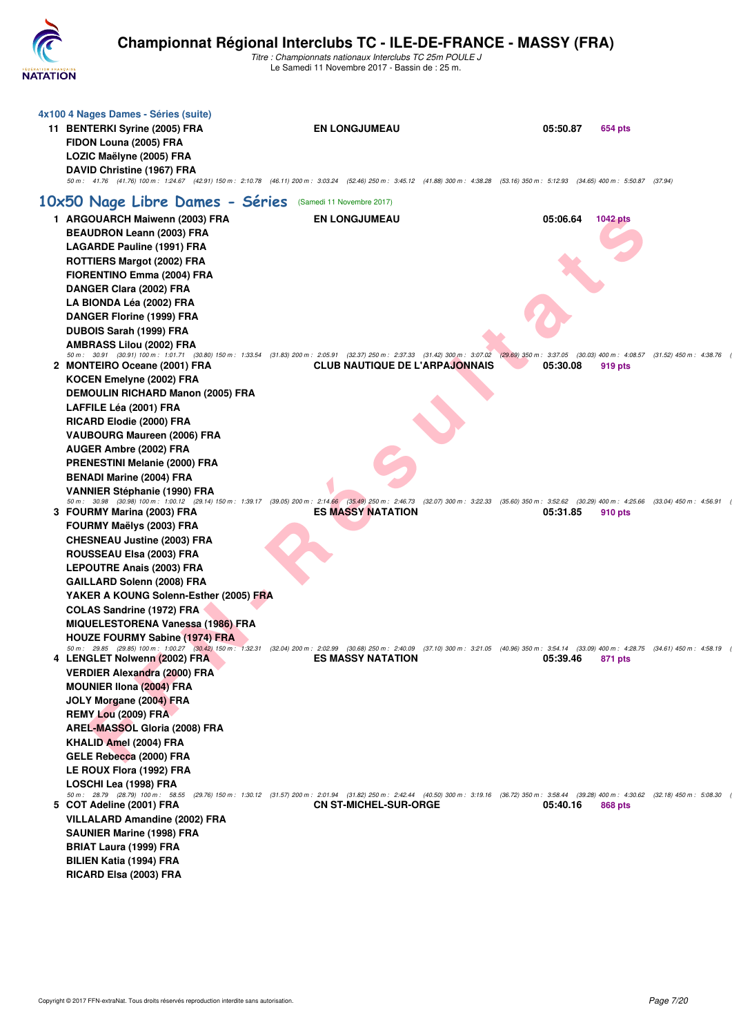# Championnat Régional Interclubs TC - ILE-DE-FRANCE - MASSY (FRA)

*Titre : Championnats nationaux Interclubs TC 25m POULE J*
Le Samedi 11 Novembre 2017 - Bassin de : 25 m.

### 4x100 4 Nages Dames - Séries (suite)

11 **BENTERKI Syrine (2005) FRA** — **EN LONGJUMEAU** — **05:50.87** — **654 pts**
**FIDON Louna (2005) FRA**
**LOZIC Maëlyne (2005) FRA**
**DAVID Christine (1967) FRA**
*50 m : 41.76 (41.76) 100 m : 1:24.67 (42.91) 150 m : 2:10.78 (46.11) 200 m : 3:03.24 (52.46) 250 m : 3:45.12 (41.88) 300 m : 4:38.28 (53.16) 350 m : 5:12.93 (34.65) 400 m : 5:50.87 (37.94)*

## 10x50 Nage Libre Dames - Séries (Samedi 11 Novembre 2017)

1 **ARGOUARCH Maiwenn (2003) FRA** — **EN LONGJUMEAU** — **05:06.64** — **1042 pts**
**BEAUDRON Leann (2003) FRA**
**LAGARDE Pauline (1991) FRA**
**ROTTIERS Margot (2002) FRA**
**FIORENTINO Emma (2004) FRA**
**DANGER Clara (2002) FRA**
**LA BIONDA Léa (2002) FRA**
**DANGER Florine (1999) FRA**
**DUBOIS Sarah (1999) FRA**
**AMBRASS Lilou (2002) FRA**
*50 m : 30.91 (30.91) 100 m : 1:01.71 (30.80) 150 m : 1:33.54 (31.83) 200 m : 2:05.91 (32.37) 250 m : 2:37.33 (31.42) 300 m : 3:07.02 (29.69) 350 m : 3:37.05 (30.03) 400 m : 4:08.57 (31.52) 450 m : 4:38.76 (*

2 **MONTEIRO Oceane (2001) FRA** — **CLUB NAUTIQUE DE L'ARPAJONNAIS** — **05:30.08** — **919 pts**
**KOCEN Emelyne (2002) FRA**
**DEMOULIN RICHARD Manon (2005) FRA**
**LAFFILE Léa (2001) FRA**
**RICARD Elodie (2000) FRA**
**VAUBOURG Maureen (2006) FRA**
**AUGER Ambre (2002) FRA**
**PRENESTINI Melanie (2000) FRA**
**BENADI Marine (2004) FRA**
**VANNIER Stéphanie (1990) FRA**
*50 m : 30.98 (30.98) 100 m : 1:00.12 (29.14) 150 m : 1:39.17 (39.05) 200 m : 2:14.66 (35.49) 250 m : 2:46.73 (32.07) 300 m : 3:22.33 (35.60) 350 m : 3:52.62 (30.29) 400 m : 4:25.66 (33.04) 450 m : 4:56.91 (*

3 **FOURMY Marina (2003) FRA** — **ES MASSY NATATION** — **05:31.85** — **910 pts**
**FOURMY Maëlys (2003) FRA**
**CHESNEAU Justine (2003) FRA**
**ROUSSEAU Elsa (2003) FRA**
**LEPOUTRE Anais (2003) FRA**
**GAILLARD Solenn (2008) FRA**
**YAKER A KOUNG Solenn-Esther (2005) FRA**
**COLAS Sandrine (1972) FRA**
**MIQUELESTORENA Vanessa (1986) FRA**
**HOUZE FOURMY Sabine (1974) FRA**
*50 m : 29.85 (29.85) 100 m : 1:00.27 (30.42) 150 m : 1:32.31 (32.04) 200 m : 2:02.99 (30.68) 250 m : 2:40.09 (37.10) 300 m : 3:21.05 (40.96) 350 m : 3:54.14 (33.09) 400 m : 4:28.75 (34.61) 450 m : 4:58.19 (*

4 **LENGLET Nolwenn (2002) FRA** — **ES MASSY NATATION** — **05:39.46** — **871 pts**
**VERDIER Alexandra (2000) FRA**
**MOUNIER Ilona (2004) FRA**
**JOLY Morgane (2004) FRA**
**REMY Lou (2009) FRA**
**AREL-MASSOL Gloria (2008) FRA**
**KHALID Amel (2004) FRA**
**GELE Rebecca (2000) FRA**
**LE ROUX Flora (1992) FRA**
**LOSCHI Lea (1998) FRA**
*50 m : 28.79 (28.79) 100 m : 58.55 (29.76) 150 m : 1:30.12 (31.57) 200 m : 2:01.94 (31.82) 250 m : 2:42.44 (40.50) 300 m : 3:19.16 (36.72) 350 m : 3:58.44 (39.28) 400 m : 4:30.62 (32.18) 450 m : 5:08.30 (*

5 **COT Adeline (2001) FRA** — **CN ST-MICHEL-SUR-ORGE** — **05:40.16** — **868 pts**
**VILLALARD Amandine (2002) FRA**
**SAUNIER Marine (1998) FRA**
**BRIAT Laura (1999) FRA**
**BILIEN Katia (1994) FRA**
**RICARD Elsa (2003) FRA**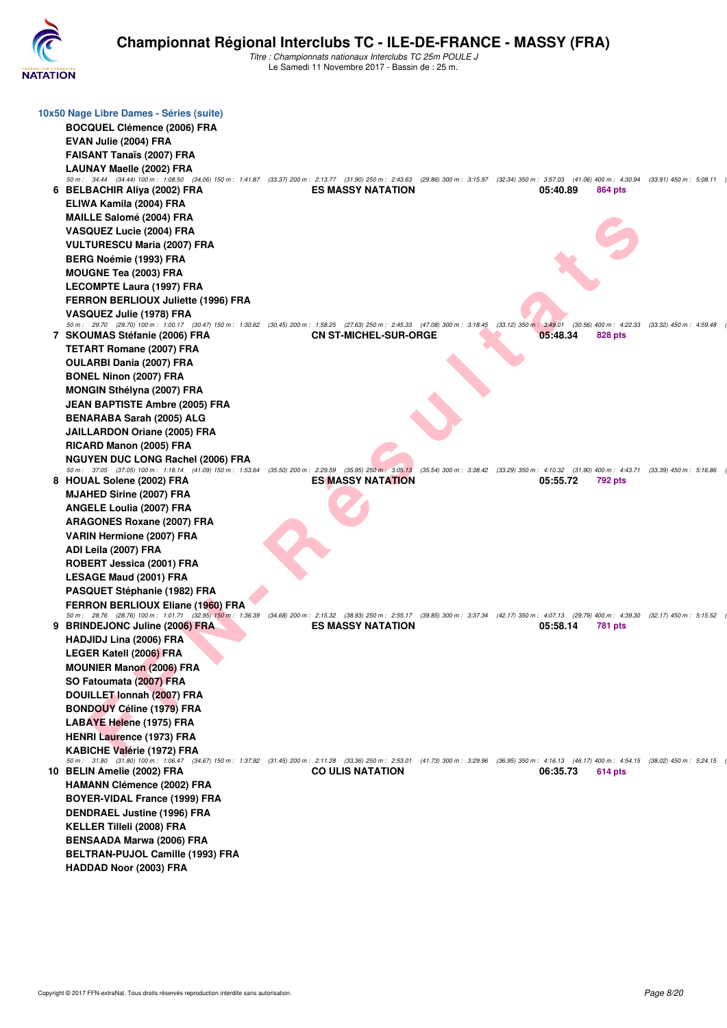# Championnat Régional Interclubs TC - ILE-DE-FRANCE - MASSY (FRA)

*Titre : Championnats nationaux Interclubs TC 25m POULE J*
Le Samedi 11 Novembre 2017 - Bassin de : 25 m.

### 10x50 Nage Libre Dames - Séries (suite)

**BOCQUEL Clémence (2006) FRA**
**EVAN Julie (2004) FRA**
**FAISANT Tanaïs (2007) FRA**
**LAUNAY Maelle (2002) FRA**

*50 m : 34.44 (34.44) 100 m : 1:08.50 (34.06) 150 m : 1:41.87 (33.37) 200 m : 2:13.77 (31.90) 250 m : 2:43.63 (29.86) 300 m : 3:15.97 (32.34) 350 m : 3:57.03 (41.06) 400 m : 4:30.94 (33.91) 450 m : 5:08.11*

| Rang | Nom | Club | Temps | Points |
|---|---|---|---|---|
| 6 | **BELBACHIR Aliya (2002) FRA** | **ES MASSY NATATION** | **05:40.89** | **864 pts** |

**ELIWA Kamila (2004) FRA**
**MAILLE Salomé (2004) FRA**
**VASQUEZ Lucie (2004) FRA**
**VULTURESCU Maria (2007) FRA**
**BERG Noémie (1993) FRA**
**MOUGNE Tea (2003) FRA**
**LECOMPTE Laura (1997) FRA**
**FERRON BERLIOUX Juliette (1996) FRA**
**VASQUEZ Julie (1978) FRA**

*50 m : 29.70 (29.70) 100 m : 1:00.17 (30.47) 150 m : 1:30.62 (30.45) 200 m : 1:58.25 (27.63) 250 m : 2:45.33 (47.08) 300 m : 3:18.45 (33.12) 350 m : 3:49.01 (30.56) 400 m : 4:22.33 (33.32) 450 m : 4:59.48*

| Rang | Nom | Club | Temps | Points |
|---|---|---|---|---|
| 7 | **SKOUMAS Stéfanie (2006) FRA** | **CN ST-MICHEL-SUR-ORGE** | **05:48.34** | **828 pts** |

**TETART Romane (2007) FRA**
**OULARBI Dania (2007) FRA**
**BONEL Ninon (2007) FRA**
**MONGIN Sthélyna (2007) FRA**
**JEAN BAPTISTE Ambre (2005) FRA**
**BENARABA Sarah (2005) ALG**
**JAILLARDON Oriane (2005) FRA**
**RICARD Manon (2005) FRA**
**NGUYEN DUC LONG Rachel (2006) FRA**

*50 m : 37.05 (37.05) 100 m : 1:18.14 (41.09) 150 m : 1:53.64 (35.50) 200 m : 2:29.59 (35.95) 250 m : 3:05.13 (35.54) 300 m : 3:38.42 (33.29) 350 m : 4:10.32 (31.90) 400 m : 4:43.71 (33.39) 450 m : 5:16.86*

| Rang | Nom | Club | Temps | Points |
|---|---|---|---|---|
| 8 | **HOUAL Solene (2002) FRA** | **ES MASSY NATATION** | **05:55.72** | **792 pts** |

**MJAHED Sirine (2007) FRA**
**ANGELE Loulia (2007) FRA**
**ARAGONES Roxane (2007) FRA**
**VARIN Hermione (2007) FRA**
**ADI Leila (2007) FRA**
**ROBERT Jessica (2001) FRA**
**LESAGE Maud (2001) FRA**
**PASQUET Stéphanie (1982) FRA**
**FERRON BERLIOUX Eliane (1960) FRA**

*50 m : 28.76 (28.76) 100 m : 1:01.71 (32.95) 150 m : 1:36.39 (34.68) 200 m : 2:15.32 (38.93) 250 m : 2:55.17 (39.85) 300 m : 3:37.34 (42.17) 350 m : 4:07.13 (29.79) 400 m : 4:39.30 (32.17) 450 m : 5:15.52*

| Rang | Nom | Club | Temps | Points |
|---|---|---|---|---|
| 9 | **BRINDEJONC Juline (2006) FRA** | **ES MASSY NATATION** | **05:58.14** | **781 pts** |

**HADJIDJ Lina (2006) FRA**
**LEGER Katell (2006) FRA**
**MOUNIER Manon (2006) FRA**
**SO Fatoumata (2007) FRA**
**DOUILLET Ionnah (2007) FRA**
**BONDOUY Céline (1979) FRA**
**LABAYE Helene (1975) FRA**
**HENRI Laurence (1973) FRA**
**KABICHE Valérie (1972) FRA**

*50 m : 31.80 (31.80) 100 m : 1:06.47 (34.67) 150 m : 1:37.92 (31.45) 200 m : 2:11.28 (33.36) 250 m : 2:53.01 (41.73) 300 m : 3:29.96 (36.95) 350 m : 4:16.13 (46.17) 400 m : 4:54.15 (38.02) 450 m : 5:24.15*

| Rang | Nom | Club | Temps | Points |
|---|---|---|---|---|
| 10 | **BELIN Amelie (2002) FRA** | **CO ULIS NATATION** | **06:35.73** | **614 pts** |

**HAMANN Clémence (2002) FRA**
**BOYER-VIDAL France (1999) FRA**
**DENDRAEL Justine (1996) FRA**
**KELLER Tilleli (2008) FRA**
**BENSAADA Marwa (2006) FRA**
**BELTRAN-PUJOL Camille (1993) FRA**
**HADDAD Noor (2003) FRA**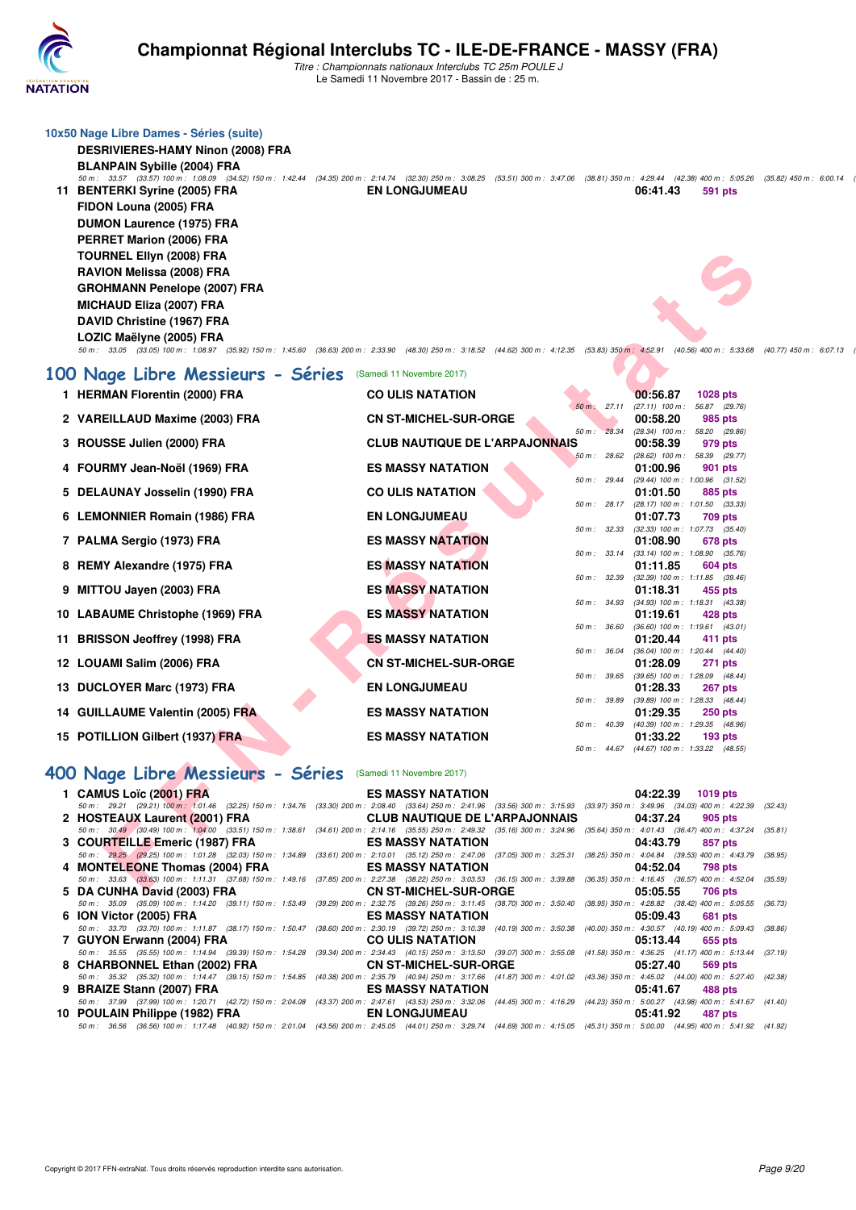# Championnat Régional Interclubs TC - ILE-DE-FRANCE - MASSY (FRA)

*Titre : Championnats nationaux Interclubs TC 25m POULE J*
Le Samedi 11 Novembre 2017 - Bassin de : 25 m.

### 10x50 Nage Libre Dames - Séries (suite)

DESRIVIERES-HAMY Ninon (2008) FRA
BLANPAIN Sybille (2004) FRA
50 m : 33.57 (33.57) 100 m : 1:08.09 (34.52) 150 m : 1:42.44 (34.35) 200 m : 2:14.74 (32.30) 250 m : 3:08.25 (53.51) 300 m : 3:47.06 (38.81) 350 m : 4:29.44 (42.38) 400 m : 5:05.26 (35.82) 450 m : 6:00.14

| | | | | |
|---|---|---|---|---|
| 11 | BENTERKI Syrine (2005) FRA | EN LONGJUMEAU | 06:41.43 | 591 pts |

FIDON Louna (2005) FRA
DUMON Laurence (1975) FRA
PERRET Marion (2006) FRA
TOURNEL Ellyn (2008) FRA
RAVION Melissa (2008) FRA
GROHMANN Penelope (2007) FRA
MICHAUD Eliza (2007) FRA
DAVID Christine (1967) FRA
LOZIC Maëlyne (2005) FRA
50 m : 33.05 (33.05) 100 m : 1:08.97 (35.92) 150 m : 1:45.60 (36.63) 200 m : 2:33.90 (48.30) 250 m : 3:18.52 (44.62) 300 m : 4:12.35 (53.83) 350 m : 4:52.91 (40.56) 400 m : 5:33.68 (40.77) 450 m : 6:07.13

## 100 Nage Libre Messieurs - Séries (Samedi 11 Novembre 2017)

| Rg | Nom | Club | Temps | Points | Splits |
|---|---|---|---|---|---|
| 1 | HERMAN Florentin (2000) FRA | CO ULIS NATATION | 00:56.87 | 1028 pts | 50 m : 27.11 (27.11) 100 m : 56.87 (29.76) |
| 2 | VAREILLAUD Maxime (2003) FRA | CN ST-MICHEL-SUR-ORGE | 00:58.20 | 985 pts | 50 m : 28.34 (28.34) 100 m : 58.20 (29.86) |
| 3 | ROUSSE Julien (2000) FRA | CLUB NAUTIQUE DE L'ARPAJONNAIS | 00:58.39 | 979 pts | 50 m : 28.62 (28.62) 100 m : 58.39 (29.77) |
| 4 | FOURMY Jean-Noël (1969) FRA | ES MASSY NATATION | 01:00.96 | 901 pts | 50 m : 29.44 (29.44) 100 m : 1:00.96 (31.52) |
| 5 | DELAUNAY Josselin (1990) FRA | CO ULIS NATATION | 01:01.50 | 885 pts | 50 m : 28.17 (28.17) 100 m : 1:01.50 (33.33) |
| 6 | LEMONNIER Romain (1986) FRA | EN LONGJUMEAU | 01:07.73 | 709 pts | 50 m : 32.33 (32.33) 100 m : 1:07.73 (35.40) |
| 7 | PALMA Sergio (1973) FRA | ES MASSY NATATION | 01:08.90 | 678 pts | 50 m : 33.14 (33.14) 100 m : 1:08.90 (35.76) |
| 8 | REMY Alexandre (1975) FRA | ES MASSY NATATION | 01:11.85 | 604 pts | 50 m : 32.39 (32.39) 100 m : 1:11.85 (39.46) |
| 9 | MITTOU Jayen (2003) FRA | ES MASSY NATATION | 01:18.31 | 455 pts | 50 m : 34.93 (34.93) 100 m : 1:18.31 (43.38) |
| 10 | LABAUME Christophe (1969) FRA | ES MASSY NATATION | 01:19.61 | 428 pts | 50 m : 36.60 (36.60) 100 m : 1:19.61 (43.01) |
| 11 | BRISSON Jeoffrey (1998) FRA | ES MASSY NATATION | 01:20.44 | 411 pts | 50 m : 36.04 (36.04) 100 m : 1:20.44 (44.40) |
| 12 | LOUAMI Salim (2006) FRA | CN ST-MICHEL-SUR-ORGE | 01:28.09 | 271 pts | 50 m : 39.65 (39.65) 100 m : 1:28.09 (48.44) |
| 13 | DUCLOYER Marc (1973) FRA | EN LONGJUMEAU | 01:28.33 | 267 pts | 50 m : 39.89 (39.89) 100 m : 1:28.33 (48.44) |
| 14 | GUILLAUME Valentin (2005) FRA | ES MASSY NATATION | 01:29.35 | 250 pts | 50 m : 40.39 (40.39) 100 m : 1:29.35 (48.96) |
| 15 | POTILLION Gilbert (1937) FRA | ES MASSY NATATION | 01:33.22 | 193 pts | 50 m : 44.67 (44.67) 100 m : 1:33.22 (48.55) |

## 400 Nage Libre Messieurs - Séries (Samedi 11 Novembre 2017)

| Rg | Nom | Club | Temps | Points |
|---|---|---|---|---|
| 1 | CAMUS Loïc (2001) FRA | ES MASSY NATATION | 04:22.39 | 1019 pts |
| | 50 m : 29.21 (29.21) 100 m : 1:01.46 (32.25) 150 m : 1:34.76 (33.30) 200 m : 2:08.40 (33.64) 250 m : 2:41.96 (33.56) 300 m : 3:15.93 (33.97) 350 m : 3:49.96 (34.03) 400 m : 4:22.39 (32.43) | | | |
| 2 | HOSTEAUX Laurent (2001) FRA | CLUB NAUTIQUE DE L'ARPAJONNAIS | 04:37.24 | 905 pts |
| | 50 m : 30.49 (30.49) 100 m : 1:04.00 (33.51) 150 m : 1:38.61 (34.61) 200 m : 2:14.16 (35.55) 250 m : 2:49.32 (35.16) 300 m : 3:24.96 (35.64) 350 m : 4:01.43 (36.47) 400 m : 4:37.24 (35.81) | | | |
| 3 | COURTEILLE Emeric (1987) FRA | ES MASSY NATATION | 04:43.79 | 857 pts |
| | 50 m : 29.25 (29.25) 100 m : 1:01.28 (32.03) 150 m : 1:34.89 (33.61) 200 m : 2:10.01 (35.12) 250 m : 2:47.06 (37.05) 300 m : 3:25.31 (38.25) 350 m : 4:04.84 (39.53) 400 m : 4:43.79 (38.95) | | | |
| 4 | MONTELEONE Thomas (2004) FRA | ES MASSY NATATION | 04:52.04 | 798 pts |
| | 50 m : 33.63 (33.63) 100 m : 1:11.31 (37.68) 150 m : 1:49.16 (37.85) 200 m : 2:27.38 (38.22) 250 m : 3:03.53 (36.15) 300 m : 3:39.88 (36.35) 350 m : 4:16.45 (36.57) 400 m : 4:52.04 (35.59) | | | |
| 5 | DA CUNHA David (2003) FRA | CN ST-MICHEL-SUR-ORGE | 05:05.55 | 706 pts |
| | 50 m : 35.09 (35.09) 100 m : 1:14.20 (39.11) 150 m : 1:53.49 (39.29) 200 m : 2:32.75 (39.26) 250 m : 3:11.45 (38.70) 300 m : 3:50.40 (38.95) 350 m : 4:28.82 (38.42) 400 m : 5:05.55 (36.73) | | | |
| 6 | ION Victor (2005) FRA | ES MASSY NATATION | 05:09.43 | 681 pts |
| | 50 m : 33.70 (33.70) 100 m : 1:11.87 (38.17) 150 m : 1:50.47 (38.60) 200 m : 2:30.19 (39.72) 250 m : 3:10.38 (40.19) 300 m : 3:50.38 (40.00) 350 m : 4:30.57 (40.19) 400 m : 5:09.43 (38.86) | | | |
| 7 | GUYON Erwann (2004) FRA | CO ULIS NATATION | 05:13.44 | 655 pts |
| | 50 m : 35.55 (35.55) 100 m : 1:14.94 (39.39) 150 m : 1:54.28 (39.34) 200 m : 2:34.43 (40.15) 250 m : 3:13.50 (39.07) 300 m : 3:55.08 (41.58) 350 m : 4:36.25 (41.17) 400 m : 5:13.44 (37.19) | | | |
| 8 | CHARBONNEL Ethan (2002) FRA | CN ST-MICHEL-SUR-ORGE | 05:27.40 | 569 pts |
| | 50 m : 35.32 (35.32) 100 m : 1:14.47 (39.15) 150 m : 1:54.85 (40.38) 200 m : 2:35.79 (40.94) 250 m : 3:17.66 (41.87) 300 m : 4:01.02 (43.36) 350 m : 4:45.02 (44.00) 400 m : 5:27.40 (42.38) | | | |
| 9 | BRAIZE Stann (2007) FRA | ES MASSY NATATION | 05:41.67 | 488 pts |
| | 50 m : 37.99 (37.99) 100 m : 1:20.71 (42.72) 150 m : 2:04.08 (43.37) 200 m : 2:47.61 (43.53) 250 m : 3:32.06 (44.45) 300 m : 4:16.29 (44.23) 350 m : 5:00.27 (43.98) 400 m : 5:41.67 (41.40) | | | |
| 10 | POULAIN Philippe (1982) FRA | EN LONGJUMEAU | 05:41.92 | 487 pts |
| | 50 m : 36.56 (36.56) 100 m : 1:17.48 (40.92) 150 m : 2:01.04 (43.56) 200 m : 2:45.05 (44.01) 250 m : 3:29.74 (44.69) 300 m : 4:15.05 (45.31) 350 m : 5:00.00 (44.95) 400 m : 5:41.92 (41.92) | | | |

Copyright © 2017 FFN-extraNat. Tous droits réservés reproduction interdite sans autorisation.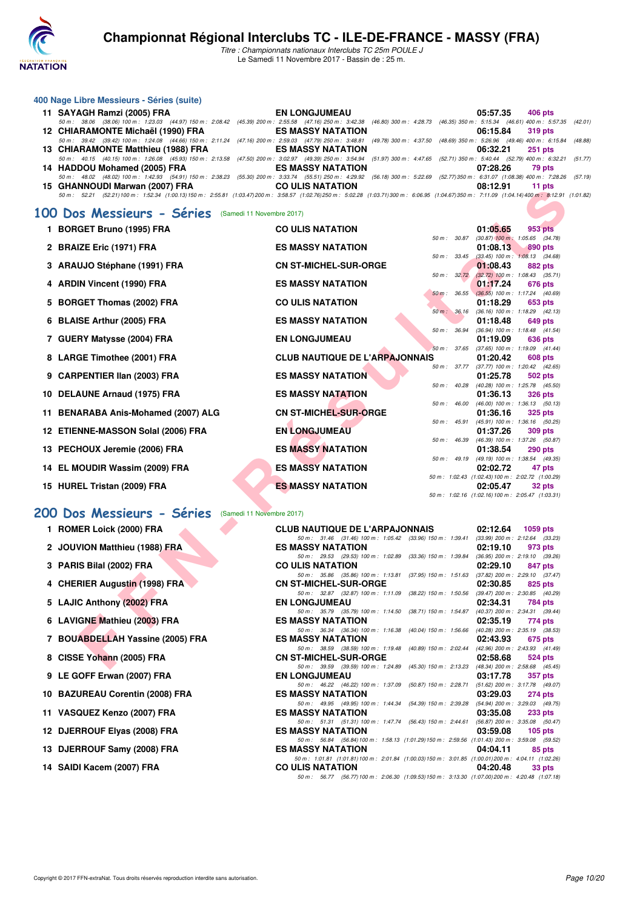# Championnat Régional Interclubs TC - ILE-DE-FRANCE - MASSY (FRA)

*Titre : Championnats nationaux Interclubs TC 25m POULE J*
Le Samedi 11 Novembre 2017 - Bassin de : 25 m.

### 400 Nage Libre Messieurs - Séries (suite)

| Rg | Nom | Club | Temps | Points |
|---|---|---|---|---|
| 11 | SAYAGH Ramzi (2005) FRA | EN LONGJUMEAU | 05:57.35 | 406 pts |
| | *50 m : 38.06 (38.06) 100 m : 1:23.03 (44.97) 150 m : 2:08.42 (45.39) 200 m : 2:55.58 (47.16) 250 m : 3:42.38 (46.80) 300 m : 4:28.73 (46.35) 350 m : 5:15.34 (46.61) 400 m : 5:57.35 (42.01)* | | | |
| 12 | CHIARAMONTE Michaël (1990) FRA | ES MASSY NATATION | 06:15.84 | 319 pts |
| | *50 m : 39.42 (39.42) 100 m : 1:24.08 (44.66) 150 m : 2:11.24 (47.16) 200 m : 2:59.03 (47.79) 250 m : 3:48.81 (49.78) 300 m : 4:37.50 (48.69) 350 m : 5:26.96 (49.46) 400 m : 6:15.84 (48.88)* | | | |
| 13 | CHIARAMONTE Matthieu (1988) FRA | ES MASSY NATATION | 06:32.21 | 251 pts |
| | *50 m : 40.15 (40.15) 100 m : 1:26.08 (45.93) 150 m : 2:13.58 (47.50) 200 m : 3:02.97 (49.39) 250 m : 3:54.94 (51.97) 300 m : 4:47.65 (52.71) 350 m : 5:40.44 (52.79) 400 m : 6:32.21 (51.77)* | | | |
| 14 | HADDOU Mohamed (2005) FRA | ES MASSY NATATION | 07:28.26 | 79 pts |
| | *50 m : 48.02 (48.02) 100 m : 1:42.93 (54.91) 150 m : 2:38.23 (55.30) 200 m : 3:33.74 (55.51) 250 m : 4:29.92 (56.18) 300 m : 5:22.69 (52.77) 350 m : 6:31.07 (1:08.38) 400 m : 7:28.26 (57.19)* | | | |
| 15 | GHANNOUDI Marwan (2007) FRA | CO ULIS NATATION | 08:12.91 | 11 pts |
| | *50 m : 52.21 (52.21) 100 m : 1:52.34 (1:00.13) 150 m : 2:55.81 (1:03.47) 200 m : 3:58.57 (1:02.76) 250 m : 5:02.28 (1:03.71) 300 m : 6:06.95 (1:04.67) 350 m : 7:11.09 (1:04.14) 400 m : 8:12.91 (1:01.82)* | | | |

## 100 Dos Messieurs - Séries (Samedi 11 Novembre 2017)

| Rg | Nom | Club | Temps | Points | Intermédiaires |
|---|---|---|---|---|---|
| 1 | BORGET Bruno (1995) FRA | CO ULIS NATATION | 01:05.65 | 953 pts | 50 m : 30.87 (30.87) 100 m : 1:05.65 (34.78) |
| 2 | BRAIZE Eric (1971) FRA | ES MASSY NATATION | 01:08.13 | 890 pts | 50 m : 33.45 (33.45) 100 m : 1:08.13 (34.68) |
| 3 | ARAUJO Stéphane (1991) FRA | CN ST-MICHEL-SUR-ORGE | 01:08.43 | 882 pts | 50 m : 32.72 (32.72) 100 m : 1:08.43 (35.71) |
| 4 | ARDIN Vincent (1990) FRA | ES MASSY NATATION | 01:17.24 | 676 pts | 50 m : 36.55 (36.55) 100 m : 1:17.24 (40.69) |
| 5 | BORGET Thomas (2002) FRA | CO ULIS NATATION | 01:18.29 | 653 pts | 50 m : 36.16 (36.16) 100 m : 1:18.29 (42.13) |
| 6 | BLAISE Arthur (2005) FRA | ES MASSY NATATION | 01:18.48 | 649 pts | 50 m : 36.94 (36.94) 100 m : 1:18.48 (41.54) |
| 7 | GUERY Matysse (2004) FRA | EN LONGJUMEAU | 01:19.09 | 636 pts | 50 m : 37.65 (37.65) 100 m : 1:19.09 (41.44) |
| 8 | LARGE Timothee (2001) FRA | CLUB NAUTIQUE DE L'ARPAJONNAIS | 01:20.42 | 608 pts | 50 m : 37.77 (37.77) 100 m : 1:20.42 (42.65) |
| 9 | CARPENTIER Ilan (2003) FRA | ES MASSY NATATION | 01:25.78 | 502 pts | 50 m : 40.28 (40.28) 100 m : 1:25.78 (45.50) |
| 10 | DELAUNE Arnaud (1975) FRA | ES MASSY NATATION | 01:36.13 | 326 pts | 50 m : 46.00 (46.00) 100 m : 1:36.13 (50.13) |
| 11 | BENARABA Anis-Mohamed (2007) ALG | CN ST-MICHEL-SUR-ORGE | 01:36.16 | 325 pts | 50 m : 45.91 (45.91) 100 m : 1:36.16 (50.25) |
| 12 | ETIENNE-MASSON Solal (2006) FRA | EN LONGJUMEAU | 01:37.26 | 309 pts | 50 m : 46.39 (46.39) 100 m : 1:37.26 (50.87) |
| 13 | PECHOUX Jeremie (2006) FRA | ES MASSY NATATION | 01:38.54 | 290 pts | 50 m : 49.19 (49.19) 100 m : 1:38.54 (49.35) |
| 14 | EL MOUDIR Wassim (2009) FRA | ES MASSY NATATION | 02:02.72 | 47 pts | 50 m : 1:02.43 (1:02.43) 100 m : 2:02.72 (1:00.29) |
| 15 | HUREL Tristan (2009) FRA | ES MASSY NATATION | 02:05.47 | 32 pts | 50 m : 1:02.16 (1:02.16) 100 m : 2:05.47 (1:03.31) |

## 200 Dos Messieurs - Séries (Samedi 11 Novembre 2017)

| Rg | Nom | Club | Temps | Points |
|---|---|---|---|---|
| 1 | ROMER Loick (2000) FRA | CLUB NAUTIQUE DE L'ARPAJONNAIS | 02:12.64 | 1059 pts |
| | *50 m : 31.46 (31.46) 100 m : 1:05.42 (33.96) 150 m : 1:39.41 (33.99) 200 m : 2:12.64 (33.23)* | | | |
| 2 | JOUVION Matthieu (1988) FRA | ES MASSY NATATION | 02:19.10 | 973 pts |
| | *50 m : 29.53 (29.53) 100 m : 1:02.89 (33.36) 150 m : 1:39.84 (36.95) 200 m : 2:19.10 (39.26)* | | | |
| 3 | PARIS Bilal (2002) FRA | CO ULIS NATATION | 02:29.10 | 847 pts |
| | *50 m : 35.86 (35.86) 100 m : 1:13.81 (37.95) 150 m : 1:51.63 (37.82) 200 m : 2:29.10 (37.47)* | | | |
| 4 | CHERIER Augustin (1998) FRA | CN ST-MICHEL-SUR-ORGE | 02:30.85 | 825 pts |
| | *50 m : 32.87 (32.87) 100 m : 1:11.09 (38.22) 150 m : 1:50.56 (39.47) 200 m : 2:30.85 (40.29)* | | | |
| 5 | LAJIC Anthony (2002) FRA | EN LONGJUMEAU | 02:34.31 | 784 pts |
| | *50 m : 35.79 (35.79) 100 m : 1:14.50 (38.71) 150 m : 1:54.87 (40.37) 200 m : 2:34.31 (39.44)* | | | |
| 6 | LAVIGNE Mathieu (2003) FRA | ES MASSY NATATION | 02:35.19 | 774 pts |
| | *50 m : 36.34 (36.34) 100 m : 1:16.38 (40.04) 150 m : 1:56.66 (40.28) 200 m : 2:35.19 (38.53)* | | | |
| 7 | BOUABDELLAH Yassine (2005) FRA | ES MASSY NATATION | 02:43.93 | 675 pts |
| | *50 m : 38.59 (38.59) 100 m : 1:19.48 (40.89) 150 m : 2:02.44 (42.96) 200 m : 2:43.93 (41.49)* | | | |
| 8 | CISSE Yohann (2005) FRA | CN ST-MICHEL-SUR-ORGE | 02:58.68 | 524 pts |
| | *50 m : 39.59 (39.59) 100 m : 1:24.89 (45.30) 150 m : 2:13.23 (48.34) 200 m : 2:58.68 (45.45)* | | | |
| 9 | LE GOFF Erwan (2007) FRA | EN LONGJUMEAU | 03:17.78 | 357 pts |
| | *50 m : 46.22 (46.22) 100 m : 1:37.09 (50.87) 150 m : 2:28.71 (51.62) 200 m : 3:17.78 (49.07)* | | | |
| 10 | BAZUREAU Corentin (2008) FRA | ES MASSY NATATION | 03:29.03 | 274 pts |
| | *50 m : 49.95 (49.95) 100 m : 1:44.34 (54.39) 150 m : 2:39.28 (54.94) 200 m : 3:29.03 (49.75)* | | | |
| 11 | VASQUEZ Kenzo (2007) FRA | ES MASSY NATATION | 03:35.08 | 233 pts |
| | *50 m : 51.31 (51.31) 100 m : 1:47.74 (56.43) 150 m : 2:44.61 (56.87) 200 m : 3:35.08 (50.47)* | | | |
| 12 | DJERROUF Elyas (2008) FRA | ES MASSY NATATION | 03:59.08 | 105 pts |
| | *50 m : 56.84 (56.84) 100 m : 1:58.13 (1:01.29) 150 m : 2:59.56 (1:01.43) 200 m : 3:59.08 (59.52)* | | | |
| 13 | DJERROUF Samy (2008) FRA | ES MASSY NATATION | 04:04.11 | 85 pts |
| | *50 m : 1:01.81 (1:01.81) 100 m : 2:01.84 (1:00.03) 150 m : 3:01.85 (1:00.01) 200 m : 4:04.11 (1:02.26)* | | | |
| 14 | SAIDI Kacem (2007) FRA | CO ULIS NATATION | 04:20.48 | 33 pts |
| | *50 m : 56.77 (56.77) 100 m : 2:06.30 (1:09.53) 150 m : 3:13.30 (1:07.00) 200 m : 4:20.48 (1:07.18)* | | | |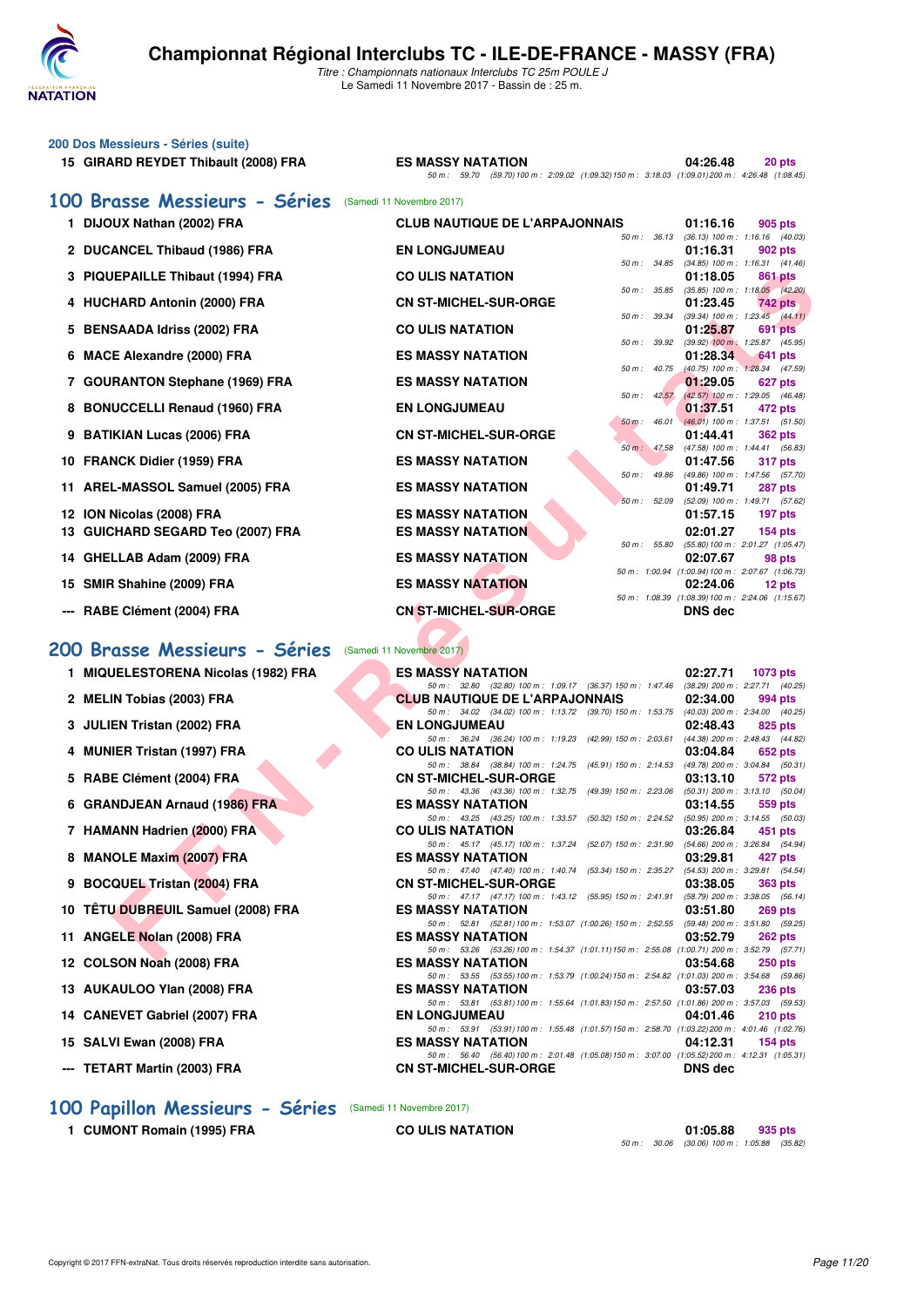# Championnat Régional Interclubs TC - ILE-DE-FRANCE - MASSY (FRA)

*Titre : Championnats nationaux Interclubs TC 25m POULE J*
Le Samedi 11 Novembre 2017 - Bassin de : 25 m.

### 200 Dos Messieurs - Séries (suite)

| Rang | Nom | Club | Temps | Points |
|---|---|---|---|---|
| 15 | GIRARD REYDET Thibault (2008) FRA | ES MASSY NATATION | 04:26.48 | 20 pts |
| | 50 m : 59.70 (59.70) 100 m : 2:09.02 (1:09.32) 150 m : 3:18.03 (1:09.01) 200 m : 4:26.48 (1:08.45) | | | |

## 100 Brasse Messieurs - Séries (Samedi 11 Novembre 2017)

| Rang | Nom | Club | Temps | Points |
|---|---|---|---|---|
| 1 | DIJOUX Nathan (2002) FRA | CLUB NAUTIQUE DE L'ARPAJONNAIS | 01:16.16 | 905 pts |
| | 50 m : 36.13 (36.13) 100 m : 1:16.16 (40.03) | | | |
| 2 | DUCANCEL Thibaud (1986) FRA | EN LONGJUMEAU | 01:16.31 | 902 pts |
| | 50 m : 34.85 (34.85) 100 m : 1:16.31 (41.46) | | | |
| 3 | PIQUEPAILLE Thibaut (1994) FRA | CO ULIS NATATION | 01:18.05 | 861 pts |
| | 50 m : 35.85 (35.85) 100 m : 1:18.05 (42.20) | | | |
| 4 | HUCHARD Antonin (2000) FRA | CN ST-MICHEL-SUR-ORGE | 01:23.45 | 742 pts |
| | 50 m : 39.34 (39.34) 100 m : 1:23.45 (44.11) | | | |
| 5 | BENSAADA Idriss (2002) FRA | CO ULIS NATATION | 01:25.87 | 691 pts |
| | 50 m : 39.92 (39.92) 100 m : 1:25.87 (45.95) | | | |
| 6 | MACE Alexandre (2000) FRA | ES MASSY NATATION | 01:28.34 | 641 pts |
| | 50 m : 40.75 (40.75) 100 m : 1:28.34 (47.59) | | | |
| 7 | GOURANTON Stephane (1969) FRA | ES MASSY NATATION | 01:29.05 | 627 pts |
| | 50 m : 42.57 (42.57) 100 m : 1:29.05 (46.48) | | | |
| 8 | BONUCCELLI Renaud (1960) FRA | EN LONGJUMEAU | 01:37.51 | 472 pts |
| | 50 m : 46.01 (46.01) 100 m : 1:37.51 (51.50) | | | |
| 9 | BATIKIAN Lucas (2006) FRA | CN ST-MICHEL-SUR-ORGE | 01:44.41 | 362 pts |
| | 50 m : 47.58 (47.58) 100 m : 1:44.41 (56.83) | | | |
| 10 | FRANCK Didier (1959) FRA | ES MASSY NATATION | 01:47.56 | 317 pts |
| | 50 m : 49.86 (49.86) 100 m : 1:47.56 (57.70) | | | |
| 11 | AREL-MASSOL Samuel (2005) FRA | ES MASSY NATATION | 01:49.71 | 287 pts |
| | 50 m : 52.09 (52.09) 100 m : 1:49.71 (57.62) | | | |
| 12 | ION Nicolas (2008) FRA | ES MASSY NATATION | 01:57.15 | 197 pts |
| 13 | GUICHARD SEGARD Teo (2007) FRA | ES MASSY NATATION | 02:01.27 | 154 pts |
| | 50 m : 55.80 (55.80) 100 m : 2:01.27 (1:05.47) | | | |
| 14 | GHELLAB Adam (2009) FRA | ES MASSY NATATION | 02:07.67 | 98 pts |
| | 50 m : 1:00.94 (1:00.94) 100 m : 2:07.67 (1:06.73) | | | |
| 15 | SMIR Shahine (2009) FRA | ES MASSY NATATION | 02:24.06 | 12 pts |
| | 50 m : 1:08.39 (1:08.39) 100 m : 2:24.06 (1:15.67) | | | |
| --- | RABE Clément (2004) FRA | CN ST-MICHEL-SUR-ORGE | DNS dec | |

## 200 Brasse Messieurs - Séries (Samedi 11 Novembre 2017)

| Rang | Nom | Club | Temps | Points |
|---|---|---|---|---|
| 1 | MIQUELESTORENA Nicolas (1982) FRA | ES MASSY NATATION | 02:27.71 | 1073 pts |
| | 50 m : 32.80 (32.80) 100 m : 1:09.17 (36.37) 150 m : 1:47.46 (38.29) 200 m : 2:27.71 (40.25) | | | |
| 2 | MELIN Tobias (2003) FRA | CLUB NAUTIQUE DE L'ARPAJONNAIS | 02:34.00 | 994 pts |
| | 50 m : 34.02 (34.02) 100 m : 1:13.72 (39.70) 150 m : 1:53.75 (40.03) 200 m : 2:34.00 (40.25) | | | |
| 3 | JULIEN Tristan (2002) FRA | EN LONGJUMEAU | 02:48.43 | 825 pts |
| | 50 m : 36.24 (36.24) 100 m : 1:19.23 (42.99) 150 m : 2:03.61 (44.38) 200 m : 2:48.43 (44.82) | | | |
| 4 | MUNIER Tristan (1997) FRA | CO ULIS NATATION | 03:04.84 | 652 pts |
| | 50 m : 38.84 (38.84) 100 m : 1:24.75 (45.91) 150 m : 2:14.53 (49.78) 200 m : 3:04.84 (50.31) | | | |
| 5 | RABE Clément (2004) FRA | CN ST-MICHEL-SUR-ORGE | 03:13.10 | 572 pts |
| | 50 m : 43.36 (43.36) 100 m : 1:32.75 (49.39) 150 m : 2:23.06 (50.31) 200 m : 3:13.10 (50.04) | | | |
| 6 | GRANDJEAN Arnaud (1986) FRA | ES MASSY NATATION | 03:14.55 | 559 pts |
| | 50 m : 43.25 (43.25) 100 m : 1:33.57 (50.32) 150 m : 2:24.52 (50.95) 200 m : 3:14.55 (50.03) | | | |
| 7 | HAMANN Hadrien (2000) FRA | CO ULIS NATATION | 03:26.84 | 451 pts |
| | 50 m : 45.17 (45.17) 100 m : 1:37.24 (52.07) 150 m : 2:31.90 (54.66) 200 m : 3:26.84 (54.94) | | | |
| 8 | MANOLE Maxim (2007) FRA | ES MASSY NATATION | 03:29.81 | 427 pts |
| | 50 m : 47.40 (47.40) 100 m : 1:40.74 (53.34) 150 m : 2:35.27 (54.53) 200 m : 3:29.81 (54.54) | | | |
| 9 | BOCQUEL Tristan (2004) FRA | CN ST-MICHEL-SUR-ORGE | 03:38.05 | 363 pts |
| | 50 m : 47.17 (47.17) 100 m : 1:43.12 (55.95) 150 m : 2:41.91 (58.79) 200 m : 3:38.05 (56.14) | | | |
| 10 | TÊTU DUBREUIL Samuel (2008) FRA | ES MASSY NATATION | 03:51.80 | 269 pts |
| | 50 m : 52.81 (52.81) 100 m : 1:53.07 (1:00.26) 150 m : 2:52.55 (59.48) 200 m : 3:51.80 (59.25) | | | |
| 11 | ANGELE Nolan (2008) FRA | ES MASSY NATATION | 03:52.79 | 262 pts |
| | 50 m : 53.26 (53.26) 100 m : 1:54.37 (1:01.11) 150 m : 2:55.08 (1:00.71) 200 m : 3:52.79 (57.71) | | | |
| 12 | COLSON Noah (2008) FRA | ES MASSY NATATION | 03:54.68 | 250 pts |
| | 50 m : 53.55 (53.55) 100 m : 1:53.79 (1:00.24) 150 m : 2:54.82 (1:01.03) 200 m : 3:54.68 (59.86) | | | |
| 13 | AUKAULOO Ylan (2008) FRA | ES MASSY NATATION | 03:57.03 | 236 pts |
| | 50 m : 53.81 (53.81) 100 m : 1:55.64 (1:01.83) 150 m : 2:57.50 (1:01.86) 200 m : 3:57.03 (59.53) | | | |
| 14 | CANEVET Gabriel (2007) FRA | EN LONGJUMEAU | 04:01.46 | 210 pts |
| | 50 m : 53.91 (53.91) 100 m : 1:55.48 (1:01.57) 150 m : 2:58.70 (1:03.22) 200 m : 4:01.46 (1:02.76) | | | |
| 15 | SALVI Ewan (2008) FRA | ES MASSY NATATION | 04:12.31 | 154 pts |
| | 50 m : 56.40 (56.40) 100 m : 2:01.48 (1:05.08) 150 m : 3:07.00 (1:05.52) 200 m : 4:12.31 (1:05.31) | | | |
| --- | TETART Martin (2003) FRA | CN ST-MICHEL-SUR-ORGE | DNS dec | |

## 100 Papillon Messieurs - Séries (Samedi 11 Novembre 2017)

| Rang | Nom | Club | Temps | Points |
|---|---|---|---|---|
| 1 | CUMONT Romain (1995) FRA | CO ULIS NATATION | 01:05.88 | 935 pts |
| | 50 m : 30.06 (30.06) 100 m : 1:05.88 (35.82) | | | |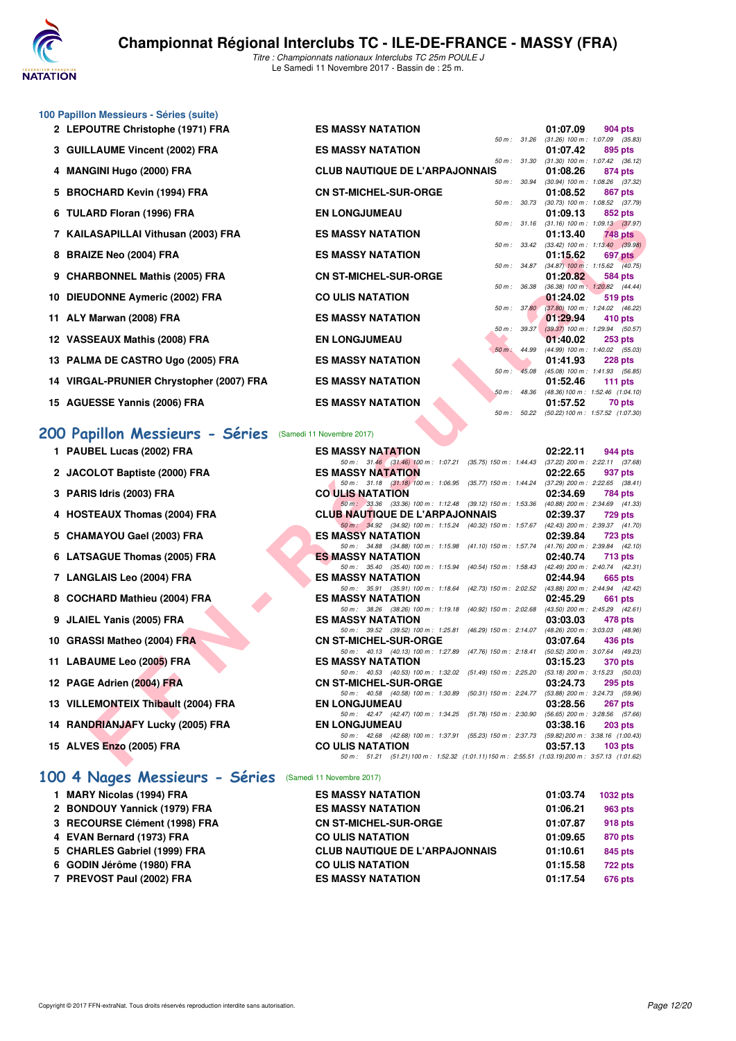### 100 Papillon Messieurs - Séries (suite)

| Rang | Nom | Club | Temps | Points | Splits |
|---|---|---|---|---|---|
| 2 | LEPOUTRE Christophe (1971) FRA | ES MASSY NATATION | 01:07.09 | 904 pts | 50 m : 31.26 (31.26) 100 m : 1:07.09 (35.83) |
| 3 | GUILLAUME Vincent (2002) FRA | ES MASSY NATATION | 01:07.42 | 895 pts | 50 m : 31.30 (31.30) 100 m : 1:07.42 (36.12) |
| 4 | MANGINI Hugo (2000) FRA | CLUB NAUTIQUE DE L'ARPAJONNAIS | 01:08.26 | 874 pts | 50 m : 30.94 (30.94) 100 m : 1:08.26 (37.32) |
| 5 | BROCHARD Kevin (1994) FRA | CN ST-MICHEL-SUR-ORGE | 01:08.52 | 867 pts | 50 m : 30.73 (30.73) 100 m : 1:08.52 (37.79) |
| 6 | TULARD Floran (1996) FRA | EN LONGJUMEAU | 01:09.13 | 852 pts | 50 m : 31.16 (31.16) 100 m : 1:09.13 (37.97) |
| 7 | KAILASAPILLAI Vithusan (2003) FRA | ES MASSY NATATION | 01:13.40 | 748 pts | 50 m : 33.42 (33.42) 100 m : 1:13.40 (39.98) |
| 8 | BRAIZE Neo (2004) FRA | ES MASSY NATATION | 01:15.62 | 697 pts | 50 m : 34.87 (34.87) 100 m : 1:15.62 (40.75) |
| 9 | CHARBONNEL Mathis (2005) FRA | CN ST-MICHEL-SUR-ORGE | 01:20.82 | 584 pts | 50 m : 36.38 (36.38) 100 m : 1:20.82 (44.44) |
| 10 | DIEUDONNE Aymeric (2002) FRA | CO ULIS NATATION | 01:24.02 | 519 pts | 50 m : 37.80 (37.80) 100 m : 1:24.02 (46.22) |
| 11 | ALY Marwan (2008) FRA | ES MASSY NATATION | 01:29.94 | 410 pts | 50 m : 39.37 (39.37) 100 m : 1:29.94 (50.57) |
| 12 | VASSEAUX Mathis (2008) FRA | EN LONGJUMEAU | 01:40.02 | 253 pts | 50 m : 44.99 (44.99) 100 m : 1:40.02 (55.03) |
| 13 | PALMA DE CASTRO Ugo (2005) FRA | ES MASSY NATATION | 01:41.93 | 228 pts | 50 m : 45.08 (45.08) 100 m : 1:41.93 (56.85) |
| 14 | VIRGAL-PRUNIER Chrystopher (2007) FRA | ES MASSY NATATION | 01:52.46 | 111 pts | 50 m : 48.36 (48.36) 100 m : 1:52.46 (1:04.10) |
| 15 | AGUESSE Yannis (2006) FRA | ES MASSY NATATION | 01:57.52 | 70 pts | 50 m : 50.22 (50.22) 100 m : 1:57.52 (1:07.30) |

## 200 Papillon Messieurs - Séries (Samedi 11 Novembre 2017)

| Rang | Nom | Club | Temps | Points | Splits |
|---|---|---|---|---|---|
| 1 | PAUBEL Lucas (2002) FRA | ES MASSY NATATION | 02:22.11 | 944 pts | 50 m : 31.46 (31.46) 100 m : 1:07.21 (35.75) 150 m : 1:44.43 (37.22) 200 m : 2:22.11 (37.68) |
| 2 | JACOLOT Baptiste (2000) FRA | ES MASSY NATATION | 02:22.65 | 937 pts | 50 m : 31.18 (31.18) 100 m : 1:06.95 (35.77) 150 m : 1:44.24 (37.29) 200 m : 2:22.65 (38.41) |
| 3 | PARIS Idris (2003) FRA | CO ULIS NATATION | 02:34.69 | 784 pts | 50 m : 33.36 (33.36) 100 m : 1:12.48 (39.12) 150 m : 1:53.36 (40.88) 200 m : 2:34.69 (41.33) |
| 4 | HOSTEAUX Thomas (2004) FRA | CLUB NAUTIQUE DE L'ARPAJONNAIS | 02:39.37 | 729 pts | 50 m : 34.92 (34.92) 100 m : 1:15.24 (40.32) 150 m : 1:57.67 (42.43) 200 m : 2:39.37 (41.70) |
| 5 | CHAMAYOU Gael (2003) FRA | ES MASSY NATATION | 02:39.84 | 723 pts | 50 m : 34.88 (34.88) 100 m : 1:15.98 (41.10) 150 m : 1:57.74 (41.76) 200 m : 2:39.84 (42.10) |
| 6 | LATSAGUE Thomas (2005) FRA | ES MASSY NATATION | 02:40.74 | 713 pts | 50 m : 35.40 (35.40) 100 m : 1:15.94 (40.54) 150 m : 1:58.43 (42.49) 200 m : 2:40.74 (42.31) |
| 7 | LANGLAIS Leo (2004) FRA | ES MASSY NATATION | 02:44.94 | 665 pts | 50 m : 35.91 (35.91) 100 m : 1:18.64 (42.73) 150 m : 2:02.52 (43.88) 200 m : 2:44.94 (42.42) |
| 8 | COCHARD Mathieu (2004) FRA | ES MASSY NATATION | 02:45.29 | 661 pts | 50 m : 38.26 (38.26) 100 m : 1:19.18 (40.92) 150 m : 2:02.68 (43.50) 200 m : 2:45.29 (42.61) |
| 9 | JLAIEL Yanis (2005) FRA | ES MASSY NATATION | 03:03.03 | 478 pts | 50 m : 39.52 (39.52) 100 m : 1:25.81 (46.29) 150 m : 2:14.07 (48.26) 200 m : 3:03.03 (48.96) |
| 10 | GRASSI Matheo (2004) FRA | CN ST-MICHEL-SUR-ORGE | 03:07.64 | 436 pts | 50 m : 40.13 (40.13) 100 m : 1:27.89 (47.76) 150 m : 2:18.41 (50.52) 200 m : 3:07.64 (49.23) |
| 11 | LABAUME Leo (2005) FRA | ES MASSY NATATION | 03:15.23 | 370 pts | 50 m : 40.53 (40.53) 100 m : 1:32.02 (51.49) 150 m : 2:25.20 (53.18) 200 m : 3:15.23 (50.03) |
| 12 | PAGE Adrien (2004) FRA | CN ST-MICHEL-SUR-ORGE | 03:24.73 | 295 pts | 50 m : 40.58 (40.58) 100 m : 1:30.89 (50.31) 150 m : 2:24.77 (53.88) 200 m : 3:24.73 (59.96) |
| 13 | VILLEMONTEIX Thibault (2004) FRA | EN LONGJUMEAU | 03:28.56 | 267 pts | 50 m : 42.47 (42.47) 100 m : 1:34.25 (51.78) 150 m : 2:30.90 (56.65) 200 m : 3:28.56 (57.66) |
| 14 | RANDRIANJAFY Lucky (2005) FRA | EN LONGJUMEAU | 03:38.16 | 203 pts | 50 m : 42.68 (42.68) 100 m : 1:37.91 (55.23) 150 m : 2:37.73 (59.82) 200 m : 3:38.16 (1:00.43) |
| 15 | ALVES Enzo (2005) FRA | CO ULIS NATATION | 03:57.13 | 103 pts | 50 m : 51.21 (51.21) 100 m : 1:52.32 (1:01.11) 150 m : 2:55.51 (1:03.19) 200 m : 3:57.13 (1:01.62) |

## 100 4 Nages Messieurs - Séries (Samedi 11 Novembre 2017)

| Rang | Nom | Club | Temps | Points |
|---|---|---|---|---|
| 1 | MARY Nicolas (1994) FRA | ES MASSY NATATION | 01:03.74 | 1032 pts |
| 2 | BONDOUY Yannick (1979) FRA | ES MASSY NATATION | 01:06.21 | 963 pts |
| 3 | RECOURSE Clément (1998) FRA | CN ST-MICHEL-SUR-ORGE | 01:07.87 | 918 pts |
| 4 | EVAN Bernard (1973) FRA | CO ULIS NATATION | 01:09.65 | 870 pts |
| 5 | CHARLES Gabriel (1999) FRA | CLUB NAUTIQUE DE L'ARPAJONNAIS | 01:10.61 | 845 pts |
| 6 | GODIN Jérôme (1980) FRA | CO ULIS NATATION | 01:15.58 | 722 pts |
| 7 | PREVOST Paul (2002) FRA | ES MASSY NATATION | 01:17.54 | 676 pts |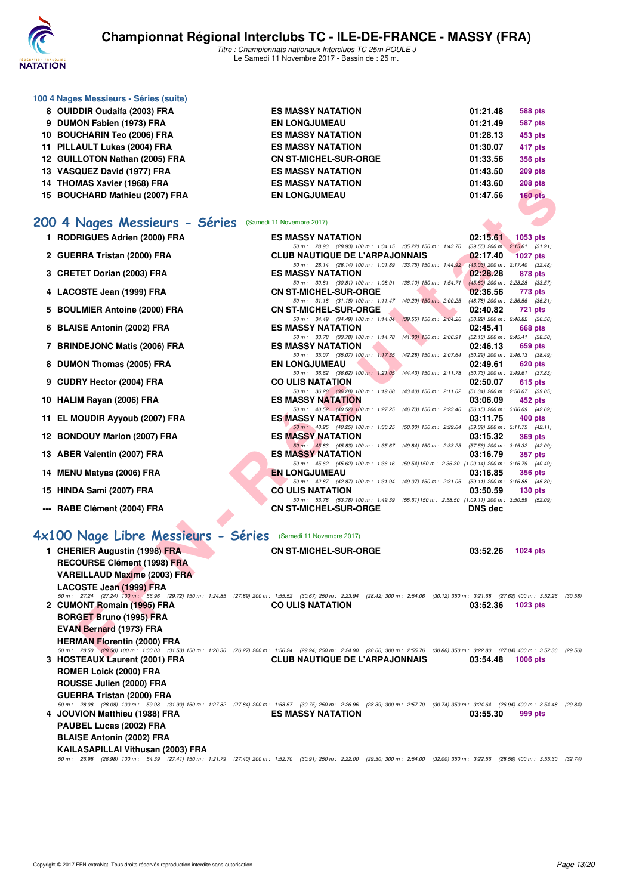### 100 4 Nages Messieurs - Séries (suite)

| | | | | |
|---|---|---|---|---|
| 8 | OUIDDIR Oudaifa (2003) FRA | ES MASSY NATATION | 01:21.48 | 588 pts |
| 9 | DUMON Fabien (1973) FRA | EN LONGJUMEAU | 01:21.49 | 587 pts |
| 10 | BOUCHARIN Teo (2006) FRA | ES MASSY NATATION | 01:28.13 | 453 pts |
| 11 | PILLAULT Lukas (2004) FRA | ES MASSY NATATION | 01:30.07 | 417 pts |
| 12 | GUILLOTON Nathan (2005) FRA | CN ST-MICHEL-SUR-ORGE | 01:33.56 | 356 pts |
| 13 | VASQUEZ David (1977) FRA | ES MASSY NATATION | 01:43.50 | 209 pts |
| 14 | THOMAS Xavier (1968) FRA | ES MASSY NATATION | 01:43.60 | 208 pts |
| 15 | BOUCHARD Mathieu (2007) FRA | EN LONGJUMEAU | 01:47.56 | 160 pts |

## 200 4 Nages Messieurs - Séries (Samedi 11 Novembre 2017)

| | | | | |
|---|---|---|---|---|
| 1 | RODRIGUES Adrien (2000) FRA | ES MASSY NATATION | 02:15.61 | 1053 pts |
| | | 50 m : 28.93 (28.93) 100 m : 1:04.15 (35.22) 150 m : 1:43.70 (39.55) 200 m : 2:15.61 (31.91) | | |
| 2 | GUERRA Tristan (2000) FRA | CLUB NAUTIQUE DE L'ARPAJONNAIS | 02:17.40 | 1027 pts |
| | | 50 m : 28.14 (28.14) 100 m : 1:01.89 (33.75) 150 m : 1:44.92 (43.03) 200 m : 2:17.40 (32.48) | | |
| 3 | CRETET Dorian (2003) FRA | ES MASSY NATATION | 02:28.28 | 878 pts |
| | | 50 m : 30.81 (30.81) 100 m : 1:08.91 (38.10) 150 m : 1:54.71 (45.80) 200 m : 2:28.28 (33.57) | | |
| 4 | LACOSTE Jean (1999) FRA | CN ST-MICHEL-SUR-ORGE | 02:36.56 | 773 pts |
| | | 50 m : 31.18 (31.18) 100 m : 1:11.47 (40.29) 150 m : 2:00.25 (48.78) 200 m : 2:36.56 (36.31) | | |
| 5 | BOULMIER Antoine (2000) FRA | CN ST-MICHEL-SUR-ORGE | 02:40.82 | 721 pts |
| | | 50 m : 34.49 (34.49) 100 m : 1:14.04 (39.55) 150 m : 2:04.26 (50.22) 200 m : 2:40.82 (36.56) | | |
| 6 | BLAISE Antonin (2002) FRA | ES MASSY NATATION | 02:45.41 | 668 pts |
| | | 50 m : 33.78 (33.78) 100 m : 1:14.78 (41.00) 150 m : 2:06.91 (52.13) 200 m : 2:45.41 (38.50) | | |
| 7 | BRINDEJONC Matis (2006) FRA | ES MASSY NATATION | 02:46.13 | 659 pts |
| | | 50 m : 35.07 (35.07) 100 m : 1:17.35 (42.28) 150 m : 2:07.64 (50.29) 200 m : 2:46.13 (38.49) | | |
| 8 | DUMON Thomas (2005) FRA | EN LONGJUMEAU | 02:49.61 | 620 pts |
| | | 50 m : 36.62 (36.62) 100 m : 1:21.05 (44.43) 150 m : 2:11.78 (50.73) 200 m : 2:49.61 (37.83) | | |
| 9 | CUDRY Hector (2004) FRA | CO ULIS NATATION | 02:50.07 | 615 pts |
| | | 50 m : 36.28 (36.28) 100 m : 1:19.68 (43.40) 150 m : 2:11.02 (51.34) 200 m : 2:50.07 (39.05) | | |
| 10 | HALIM Rayan (2006) FRA | ES MASSY NATATION | 03:06.09 | 452 pts |
| | | 50 m : 40.52 (40.52) 100 m : 1:27.25 (46.73) 150 m : 2:23.40 (56.15) 200 m : 3:06.09 (42.69) | | |
| 11 | EL MOUDIR Ayyoub (2007) FRA | ES MASSY NATATION | 03:11.75 | 400 pts |
| | | 50 m : 40.25 (40.25) 100 m : 1:30.25 (50.00) 150 m : 2:29.64 (59.39) 200 m : 3:11.75 (42.11) | | |
| 12 | BONDOUY Marlon (2007) FRA | ES MASSY NATATION | 03:15.32 | 369 pts |
| | | 50 m : 45.83 (45.83) 100 m : 1:35.67 (49.84) 150 m : 2:33.23 (57.56) 200 m : 3:15.32 (42.09) | | |
| 13 | ABER Valentin (2007) FRA | ES MASSY NATATION | 03:16.79 | 357 pts |
| | | 50 m : 45.62 (45.62) 100 m : 1:36.16 (50.54) 150 m : 2:36.30 (1:00.14) 200 m : 3:16.79 (40.49) | | |
| 14 | MENU Matyas (2006) FRA | EN LONGJUMEAU | 03:16.85 | 356 pts |
| | | 50 m : 42.87 (42.87) 100 m : 1:31.94 (49.07) 150 m : 2:31.05 (59.11) 200 m : 3:16.85 (45.80) | | |
| 15 | HINDA Sami (2007) FRA | CO ULIS NATATION | 03:50.59 | 130 pts |
| | | 50 m : 53.78 (53.78) 100 m : 1:49.39 (55.61) 150 m : 2:58.50 (1:09.11) 200 m : 3:50.59 (52.09) | | |
| --- | RABE Clément (2004) FRA | CN ST-MICHEL-SUR-ORGE | DNS dec | |

## 4x100 Nage Libre Messieurs - Séries (Samedi 11 Novembre 2017)

| | | | | |
|---|---|---|---|---|
| 1 | CHERIER Augustin (1998) FRA | CN ST-MICHEL-SUR-ORGE | 03:52.26 | 1024 pts |
| | RECOURSE Clément (1998) FRA | | | |
| | VAREILLAUD Maxime (2003) FRA | | | |
| | LACOSTE Jean (1999) FRA | | | |
| | 50 m : 27.24 (27.24) 100 m : 56.96 (29.72) 150 m : 1:24.85 (27.89) 200 m : 1:55.52 (30.67) 250 m : 2:23.94 (28.42) 300 m : 2:54.06 (30.12) 350 m : 3:21.68 (27.62) 400 m : 3:52.26 (30.58) | | | |
| 2 | CUMONT Romain (1995) FRA | CO ULIS NATATION | 03:52.36 | 1023 pts |
| | BORGET Bruno (1995) FRA | | | |
| | EVAN Bernard (1973) FRA | | | |
| | HERMAN Florentin (2000) FRA | | | |
| | 50 m : 28.50 (28.50) 100 m : 1:00.03 (31.53) 150 m : 1:26.30 (26.27) 200 m : 1:56.24 (29.94) 250 m : 2:24.90 (28.66) 300 m : 2:55.76 (30.86) 350 m : 3:22.80 (27.04) 400 m : 3:52.36 (29.56) | | | |
| 3 | HOSTEAUX Laurent (2001) FRA | CLUB NAUTIQUE DE L'ARPAJONNAIS | 03:54.48 | 1006 pts |
| | ROMER Loick (2000) FRA | | | |
| | ROUSSE Julien (2000) FRA | | | |
| | GUERRA Tristan (2000) FRA | | | |
| | 50 m : 28.08 (28.08) 100 m : 59.98 (31.90) 150 m : 1:27.82 (27.84) 200 m : 1:58.57 (30.75) 250 m : 2:26.96 (28.39) 300 m : 2:57.70 (30.74) 350 m : 3:24.64 (26.94) 400 m : 3:54.48 (29.84) | | | |
| 4 | JOUVION Matthieu (1988) FRA | ES MASSY NATATION | 03:55.30 | 999 pts |
| | PAUBEL Lucas (2002) FRA | | | |
| | BLAISE Antonin (2002) FRA | | | |
| | KAILASAPILLAI Vithusan (2003) FRA | | | |
| | 50 m : 26.98 (26.98) 100 m : 54.39 (27.41) 150 m : 1:21.79 (27.40) 200 m : 1:52.70 (30.91) 250 m : 2:22.00 (29.30) 300 m : 2:54.00 (32.00) 350 m : 3:22.56 (28.56) 400 m : 3:55.30 (32.74) | | | |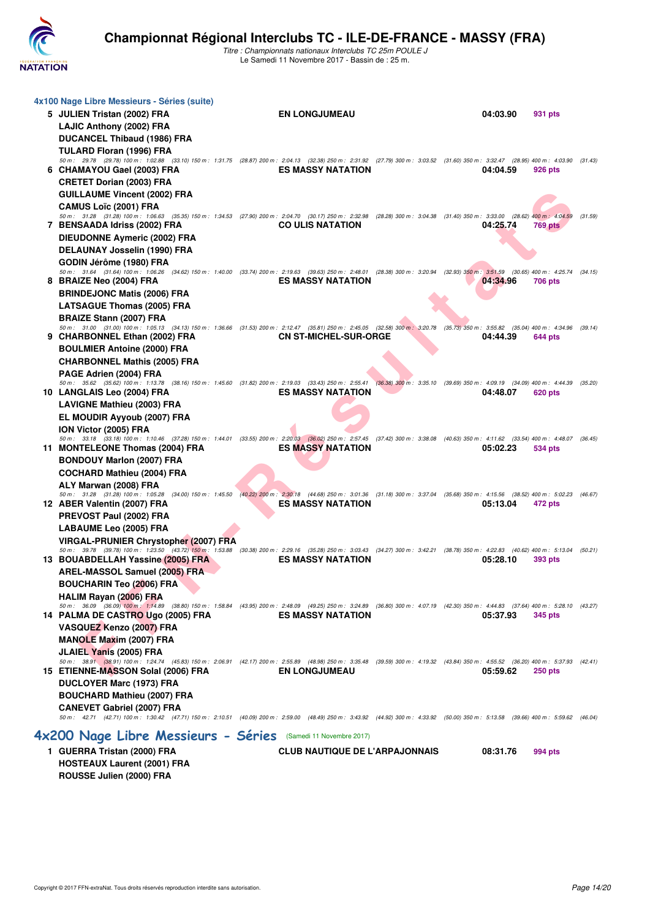# Championnat Régional Interclubs TC - ILE-DE-FRANCE - MASSY (FRA)

*Titre : Championnats nationaux Interclubs TC 25m POULE J*
Le Samedi 11 Novembre 2017 - Bassin de : 25 m.

### 4x100 Nage Libre Messieurs - Séries (suite)

**5 JULIEN Tristan (2002) FRA** — **EN LONGJUMEAU** — **04:03.90** — **931 pts**
LAJIC Anthony (2002) FRA
DUCANCEL Thibaud (1986) FRA
TULARD Floran (1996) FRA
*50 m : 29.78 (29.78) 100 m : 1:02.88 (33.10) 150 m : 1:31.75 (28.87) 200 m : 2:04.13 (32.38) 250 m : 2:31.92 (27.79) 300 m : 3:03.52 (31.60) 350 m : 3:32.47 (28.95) 400 m : 4:03.90 (31.43)*

**6 CHAMAYOU Gael (2003) FRA** — **ES MASSY NATATION** — **04:04.59** — **926 pts**
CRETET Dorian (2003) FRA
GUILLAUME Vincent (2002) FRA
CAMUS Loïc (2001) FRA
*50 m : 31.28 (31.28) 100 m : 1:06.63 (35.35) 150 m : 1:34.53 (27.90) 200 m : 2:04.70 (30.17) 250 m : 2:32.98 (28.28) 300 m : 3:04.38 (31.40) 350 m : 3:33.00 (28.62) 400 m : 4:04.59 (31.59)*

**7 BENSAADA Idriss (2002) FRA** — **CO ULIS NATATION** — **04:25.74** — **769 pts**
DIEUDONNE Aymeric (2002) FRA
DELAUNAY Josselin (1990) FRA
GODIN Jérôme (1980) FRA
*50 m : 31.64 (31.64) 100 m : 1:06.26 (34.62) 150 m : 1:40.00 (33.74) 200 m : 2:19.63 (39.63) 250 m : 2:48.01 (28.38) 300 m : 3:20.94 (32.93) 350 m : 3:51.59 (30.65) 400 m : 4:25.74 (34.15)*

**8 BRAIZE Neo (2004) FRA** — **ES MASSY NATATION** — **04:34.96** — **706 pts**
BRINDEJONC Matis (2006) FRA
LATSAGUE Thomas (2005) FRA
BRAIZE Stann (2007) FRA
*50 m : 31.00 (31.00) 100 m : 1:05.13 (34.13) 150 m : 1:36.66 (31.53) 200 m : 2:12.47 (35.81) 250 m : 2:45.05 (32.58) 300 m : 3:20.78 (35.73) 350 m : 3:55.82 (35.04) 400 m : 4:34.96 (39.14)*

**9 CHARBONNEL Ethan (2002) FRA** — **CN ST-MICHEL-SUR-ORGE** — **04:44.39** — **644 pts**
BOULMIER Antoine (2000) FRA
CHARBONNEL Mathis (2005) FRA
PAGE Adrien (2004) FRA
*50 m : 35.62 (35.62) 100 m : 1:13.78 (38.16) 150 m : 1:45.60 (31.82) 200 m : 2:19.03 (33.43) 250 m : 2:55.41 (36.38) 300 m : 3:35.10 (39.69) 350 m : 4:09.19 (34.09) 400 m : 4:44.39 (35.20)*

**10 LANGLAIS Leo (2004) FRA** — **ES MASSY NATATION** — **04:48.07** — **620 pts**
LAVIGNE Mathieu (2003) FRA
EL MOUDIR Ayyoub (2007) FRA
ION Victor (2005) FRA
*50 m : 33.18 (33.18) 100 m : 1:10.46 (37.28) 150 m : 1:44.01 (33.55) 200 m : 2:20.03 (36.02) 250 m : 2:57.45 (37.42) 300 m : 3:38.08 (40.63) 350 m : 4:11.62 (33.54) 400 m : 4:48.07 (36.45)*

**11 MONTELEONE Thomas (2004) FRA** — **ES MASSY NATATION** — **05:02.23** — **534 pts**
BONDOUY Marlon (2007) FRA
COCHARD Mathieu (2004) FRA
ALY Marwan (2008) FRA
*50 m : 31.28 (31.28) 100 m : 1:05.28 (34.00) 150 m : 1:45.50 (40.22) 200 m : 2:30.18 (44.68) 250 m : 3:01.36 (31.18) 300 m : 3:37.04 (35.68) 350 m : 4:15.56 (38.52) 400 m : 5:02.23 (46.67)*

**12 ABER Valentin (2007) FRA** — **ES MASSY NATATION** — **05:13.04** — **472 pts**
PREVOST Paul (2002) FRA
LABAUME Leo (2005) FRA
VIRGAL-PRUNIER Chrystopher (2007) FRA
*50 m : 39.78 (39.78) 100 m : 1:23.50 (43.72) 150 m : 1:53.88 (30.38) 200 m : 2:29.16 (35.28) 250 m : 3:03.43 (34.27) 300 m : 3:42.21 (38.78) 350 m : 4:22.83 (40.62) 400 m : 5:13.04 (50.21)*

**13 BOUABDELLAH Yassine (2005) FRA** — **ES MASSY NATATION** — **05:28.10** — **393 pts**
AREL-MASSOL Samuel (2005) FRA
BOUCHARIN Teo (2006) FRA
HALIM Rayan (2006) FRA
*50 m : 36.09 (36.09) 100 m : 1:14.89 (38.80) 150 m : 1:58.84 (43.95) 200 m : 2:48.09 (49.25) 250 m : 3:24.89 (36.80) 300 m : 4:07.19 (42.30) 350 m : 4:44.83 (37.64) 400 m : 5:28.10 (43.27)*

**14 PALMA DE CASTRO Ugo (2005) FRA** — **ES MASSY NATATION** — **05:37.93** — **345 pts**
VASQUEZ Kenzo (2007) FRA
MANOLE Maxim (2007) FRA
JLAIEL Yanis (2005) FRA
*50 m : 38.91 (38.91) 100 m : 1:24.74 (45.83) 150 m : 2:06.91 (42.17) 200 m : 2:55.89 (48.98) 250 m : 3:35.48 (39.59) 300 m : 4:19.32 (43.84) 350 m : 4:55.52 (36.20) 400 m : 5:37.93 (42.41)*

**15 ETIENNE-MASSON Solal (2006) FRA** — **EN LONGJUMEAU** — **05:59.62** — **250 pts**
DUCLOYER Marc (1973) FRA
BOUCHARD Mathieu (2007) FRA
CANEVET Gabriel (2007) FRA
*50 m : 42.71 (42.71) 100 m : 1:30.42 (47.71) 150 m : 2:10.51 (40.09) 200 m : 2:59.00 (48.49) 250 m : 3:43.92 (44.92) 300 m : 4:33.92 (50.00) 350 m : 5:13.58 (39.66) 400 m : 5:59.62 (46.04)*

## 4x200 Nage Libre Messieurs - Séries (Samedi 11 Novembre 2017)

**1 GUERRA Tristan (2000) FRA** — **CLUB NAUTIQUE DE L'ARPAJONNAIS** — **08:31.76** — **994 pts**
HOSTEAUX Laurent (2001) FRA
ROUSSE Julien (2000) FRA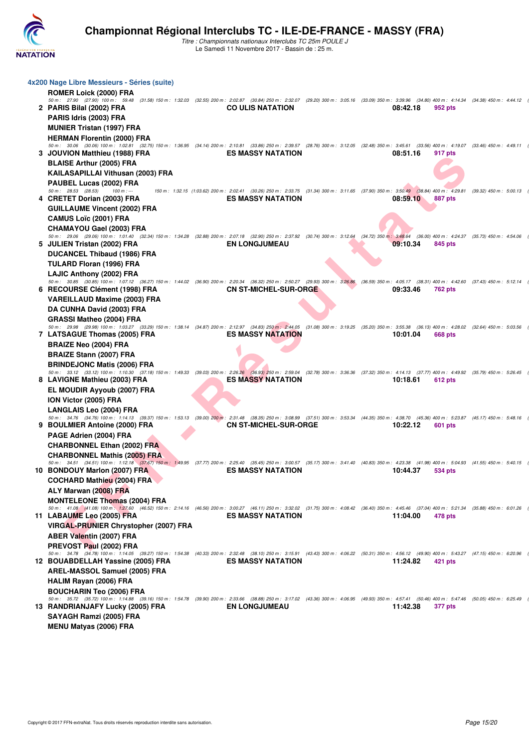# Championnat Régional Interclubs TC - ILE-DE-FRANCE - MASSY (FRA)

*Titre : Championnats nationaux Interclubs TC 25m POULE J*

Le Samedi 11 Novembre 2017 - Bassin de : 25 m.

## 4x200 Nage Libre Messieurs - Séries (suite)

**ROMER Loick (2000) FRA**

*50 m : 27.90 (27.90) 100 m : 59.48 (31.58) 150 m : 1:32.03 (32.55) 200 m : 2:02.87 (30.84) 250 m : 2:32.07 (29.20) 300 m : 3:05.16 (33.09) 350 m : 3:39.96 (34.80) 400 m : 4:14.34 (34.38) 450 m : 4:44.12 (*

**2 PARIS Bilal (2002) FRA** — **CO ULIS NATATION** — **08:42.18** — **952 pts**

**PARIS Idris (2003) FRA**

**MUNIER Tristan (1997) FRA**

**HERMAN Florentin (2000) FRA**

*50 m : 30.06 (30.06) 100 m : 1:02.81 (32.75) 150 m : 1:36.95 (34.14) 200 m : 2:10.81 (33.86) 250 m : 2:39.57 (28.76) 300 m : 3:12.05 (32.48) 350 m : 3:45.61 (33.56) 400 m : 4:19.07 (33.46) 450 m : 4:49.11 (*

**3 JOUVION Matthieu (1988) FRA** — **ES MASSY NATATION** — **08:51.16** — **917 pts**

**BLAISE Arthur (2005) FRA**

**KAILASAPILLAI Vithusan (2003) FRA**

**PAUBEL Lucas (2002) FRA**

*50 m : 28.53 (28.53) 100 m : --- 150 m : 1:32.15 (1:03.62) 200 m : 2:02.41 (30.26) 250 m : 2:33.75 (31.34) 300 m : 3:11.65 (37.90) 350 m : 3:50.49 (38.84) 400 m : 4:29.81 (39.32) 450 m : 5:00.13 (*

**4 CRETET Dorian (2003) FRA** — **ES MASSY NATATION** — **08:59.10** — **887 pts**

**GUILLAUME Vincent (2002) FRA**

**CAMUS Loïc (2001) FRA**

**CHAMAYOU Gael (2003) FRA**

*50 m : 29.06 (29.06) 100 m : 1:01.40 (32.34) 150 m : 1:34.28 (32.88) 200 m : 2:07.18 (32.90) 250 m : 2:37.92 (30.74) 300 m : 3:12.64 (34.72) 350 m : 3:48.64 (36.00) 400 m : 4:24.37 (35.73) 450 m : 4:54.06 (*

**5 JULIEN Tristan (2002) FRA** — **EN LONGJUMEAU** — **09:10.34** — **845 pts**

**DUCANCEL Thibaud (1986) FRA**

**TULARD Floran (1996) FRA**

**LAJIC Anthony (2002) FRA**

*50 m : 30.85 (30.85) 100 m : 1:07.12 (36.27) 150 m : 1:44.02 (36.90) 200 m : 2:20.34 (36.32) 250 m : 2:50.27 (29.93) 300 m : 3:26.86 (36.59) 350 m : 4:05.17 (38.31) 400 m : 4:42.60 (37.43) 450 m : 5:12.14 (*

**6 RECOURSE Clément (1998) FRA** — **CN ST-MICHEL-SUR-ORGE** — **09:33.46** — **762 pts**

**VAREILLAUD Maxime (2003) FRA**

**DA CUNHA David (2003) FRA**

**GRASSI Matheo (2004) FRA**

*50 m : 29.98 (29.98) 100 m : 1:03.27 (33.29) 150 m : 1:38.14 (34.87) 200 m : 2:12.97 (34.83) 250 m : 2:44.05 (31.08) 300 m : 3:19.25 (35.20) 350 m : 3:55.38 (36.13) 400 m : 4:28.02 (32.64) 450 m : 5:03.56 (*

**7 LATSAGUE Thomas (2005) FRA** — **ES MASSY NATATION** — **10:01.04** — **668 pts**

**BRAIZE Neo (2004) FRA**

**BRAIZE Stann (2007) FRA**

**BRINDEJONC Matis (2006) FRA**

*50 m : 33.12 (33.12) 100 m : 1:10.30 (37.18) 150 m : 1:49.33 (39.03) 200 m : 2:26.26 (36.93) 250 m : 2:59.04 (32.78) 300 m : 3:36.36 (37.32) 350 m : 4:14.13 (37.77) 400 m : 4:49.92 (35.79) 450 m : 5:26.45 (*

**8 LAVIGNE Mathieu (2003) FRA** — **ES MASSY NATATION** — **10:18.61** — **612 pts**

**EL MOUDIR Ayyoub (2007) FRA**

**ION Victor (2005) FRA**

**LANGLAIS Leo (2004) FRA**

*50 m : 34.76 (34.76) 100 m : 1:14.13 (39.37) 150 m : 1:53.13 (39.00) 200 m : 2:31.48 (38.35) 250 m : 3:08.99 (37.51) 300 m : 3:53.34 (44.35) 350 m : 4:38.70 (45.36) 400 m : 5:23.87 (45.17) 450 m : 5:48.16 (*

**9 BOULMIER Antoine (2000) FRA** — **CN ST-MICHEL-SUR-ORGE** — **10:22.12** — **601 pts**

**PAGE Adrien (2004) FRA**

**CHARBONNEL Ethan (2002) FRA**

**CHARBONNEL Mathis (2005) FRA**

*50 m : 34.51 (34.51) 100 m : 1:12.18 (37.67) 150 m : 1:49.95 (37.77) 200 m : 2:25.40 (35.45) 250 m : 3:00.57 (35.17) 300 m : 3:41.40 (40.83) 350 m : 4:23.38 (41.98) 400 m : 5:04.93 (41.55) 450 m : 5:40.15 (*

**10 BONDOUY Marlon (2007) FRA** — **ES MASSY NATATION** — **10:44.37** — **534 pts**

**COCHARD Mathieu (2004) FRA**

**ALY Marwan (2008) FRA**

**MONTELEONE Thomas (2004) FRA**

*50 m : 41.08 (41.08) 100 m : 1:27.60 (46.52) 150 m : 2:14.16 (46.56) 200 m : 3:00.27 (46.11) 250 m : 3:32.02 (31.75) 300 m : 4:08.42 (36.40) 350 m : 4:45.46 (37.04) 400 m : 5:21.34 (35.88) 450 m : 6:01.26 (*

**11 LABAUME Leo (2005) FRA** — **ES MASSY NATATION** — **11:04.00** — **478 pts**

**VIRGAL-PRUNIER Chrystopher (2007) FRA**

**ABER Valentin (2007) FRA**

**PREVOST Paul (2002) FRA**

*50 m : 34.78 (34.78) 100 m : 1:14.05 (39.27) 150 m : 1:54.38 (40.33) 200 m : 2:32.48 (38.10) 250 m : 3:15.91 (43.43) 300 m : 4:06.22 (50.31) 350 m : 4:56.12 (49.90) 400 m : 5:43.27 (47.15) 450 m : 6:20.96 (*

**12 BOUABDELLAH Yassine (2005) FRA** — **ES MASSY NATATION** — **11:24.82** — **421 pts**

**AREL-MASSOL Samuel (2005) FRA**

**HALIM Rayan (2006) FRA**

**BOUCHARIN Teo (2006) FRA**

*50 m : 35.72 (35.72) 100 m : 1:14.88 (39.16) 150 m : 1:54.78 (39.90) 200 m : 2:33.66 (38.88) 250 m : 3:17.02 (43.36) 300 m : 4:06.95 (49.93) 350 m : 4:57.41 (50.46) 400 m : 5:47.46 (50.05) 450 m : 6:25.49 (*

**13 RANDRIANJAFY Lucky (2005) FRA** — **EN LONGJUMEAU** — **11:42.38** — **377 pts**

**SAYAGH Ramzi (2005) FRA**

**MENU Matyas (2006) FRA**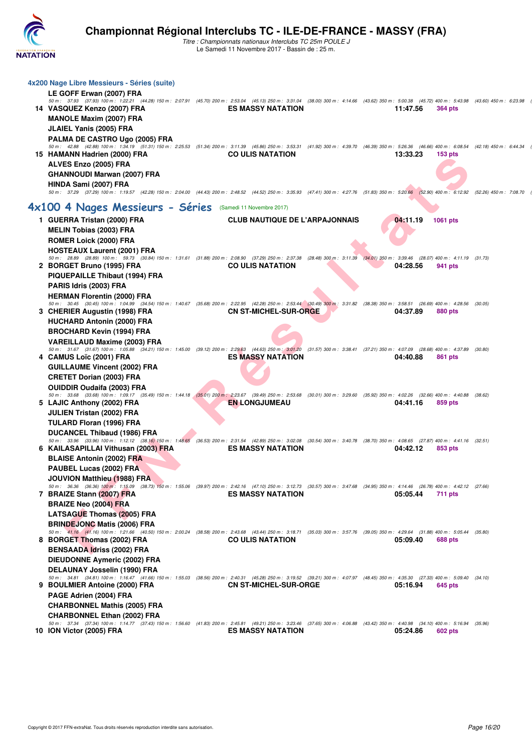# Championnat Régional Interclubs TC - ILE-DE-FRANCE - MASSY (FRA)

*Titre : Championnats nationaux Interclubs TC 25m POULE J*
Le Samedi 11 Novembre 2017 - Bassin de : 25 m.

### 4x200 Nage Libre Messieurs - Séries (suite)

**LE GOFF Erwan (2007) FRA**
*50 m : 37.93 (37.93) 100 m : 1:22.21 (44.28) 150 m : 2:07.91 (45.70) 200 m : 2:53.04 (45.13) 250 m : 3:31.04 (38.00) 300 m : 4:14.66 (43.62) 350 m : 5:00.38 (45.72) 400 m : 5:43.98 (43.60) 450 m : 6:23.98 (*

**14 VASQUEZ Kenzo (2007) FRA** — **ES MASSY NATATION** — **11:47.56** — **364 pts**
**MANOLE Maxim (2007) FRA**
**JLAIEL Yanis (2005) FRA**
**PALMA DE CASTRO Ugo (2005) FRA**
*50 m : 42.88 (42.88) 100 m : 1:34.19 (51.31) 150 m : 2:25.53 (51.34) 200 m : 3:11.39 (45.86) 250 m : 3:53.31 (41.92) 300 m : 4:39.70 (46.39) 350 m : 5:26.36 (46.66) 400 m : 6:08.54 (42.18) 450 m : 6:44.34 (*

**15 HAMANN Hadrien (2000) FRA** — **CO ULIS NATATION** — **13:33.23** — **153 pts**
**ALVES Enzo (2005) FRA**
**GHANNOUDI Marwan (2007) FRA**
**HINDA Sami (2007) FRA**
*50 m : 37.29 (37.29) 100 m : 1:19.57 (42.28) 150 m : 2:04.00 (44.43) 200 m : 2:48.52 (44.52) 250 m : 3:35.93 (47.41) 300 m : 4:27.76 (51.83) 350 m : 5:20.66 (52.90) 400 m : 6:12.92 (52.26) 450 m : 7:08.70 (*

## 4x100 4 Nages Messieurs - Séries (Samedi 11 Novembre 2017)

**1 GUERRA Tristan (2000) FRA** — **CLUB NAUTIQUE DE L'ARPAJONNAIS** — **04:11.19** — **1061 pts**
**MELIN Tobias (2003) FRA**
**ROMER Loick (2000) FRA**
**HOSTEAUX Laurent (2001) FRA**
*50 m : 28.89 (28.89) 100 m : 59.73 (30.84) 150 m : 1:31.61 (31.88) 200 m : 2:08.90 (37.29) 250 m : 2:37.38 (28.48) 300 m : 3:11.39 (34.01) 350 m : 3:39.46 (28.07) 400 m : 4:11.19 (31.73)*

**2 BORGET Bruno (1995) FRA** — **CO ULIS NATATION** — **04:28.56** — **941 pts**
**PIQUEPAILLE Thibaut (1994) FRA**
**PARIS Idris (2003) FRA**
**HERMAN Florentin (2000) FRA**
*50 m : 30.45 (30.45) 100 m : 1:04.99 (34.54) 150 m : 1:40.67 (35.68) 200 m : 2:22.95 (42.28) 250 m : 2:53.44 (30.49) 300 m : 3:31.82 (38.38) 350 m : 3:58.51 (26.69) 400 m : 4:28.56 (30.05)*

**3 CHERIER Augustin (1998) FRA** — **CN ST-MICHEL-SUR-ORGE** — **04:37.89** — **880 pts**
**HUCHARD Antonin (2000) FRA**
**BROCHARD Kevin (1994) FRA**
**VAREILLAUD Maxime (2003) FRA**
*50 m : 31.67 (31.67) 100 m : 1:05.88 (34.21) 150 m : 1:45.00 (39.12) 200 m : 2:29.63 (44.63) 250 m : 3:01.20 (31.57) 300 m : 3:38.41 (37.21) 350 m : 4:07.09 (28.68) 400 m : 4:37.89 (30.80)*

**4 CAMUS Loïc (2001) FRA** — **ES MASSY NATATION** — **04:40.88** — **861 pts**
**GUILLAUME Vincent (2002) FRA**
**CRETET Dorian (2003) FRA**
**OUIDDIR Oudaifa (2003) FRA**
*50 m : 33.68 (33.68) 100 m : 1:09.17 (35.49) 150 m : 1:44.18 (35.01) 200 m : 2:23.67 (39.49) 250 m : 2:53.68 (30.01) 300 m : 3:29.60 (35.92) 350 m : 4:02.26 (32.66) 400 m : 4:40.88 (38.62)*

**5 LAJIC Anthony (2002) FRA** — **EN LONGJUMEAU** — **04:41.16** — **859 pts**
**JULIEN Tristan (2002) FRA**
**TULARD Floran (1996) FRA**
**DUCANCEL Thibaud (1986) FRA**
*50 m : 33.96 (33.96) 100 m : 1:12.12 (38.16) 150 m : 1:48.65 (36.53) 200 m : 2:31.54 (42.89) 250 m : 3:02.08 (30.54) 300 m : 3:40.78 (38.70) 350 m : 4:08.65 (27.87) 400 m : 4:41.16 (32.51)*

**6 KAILASAPILLAI Vithusan (2003) FRA** — **ES MASSY NATATION** — **04:42.12** — **853 pts**
**BLAISE Antonin (2002) FRA**
**PAUBEL Lucas (2002) FRA**
**JOUVION Matthieu (1988) FRA**
*50 m : 36.36 (36.36) 100 m : 1:15.09 (38.73) 150 m : 1:55.06 (39.97) 200 m : 2:42.16 (47.10) 250 m : 3:12.73 (30.57) 300 m : 3:47.68 (34.95) 350 m : 4:14.46 (26.78) 400 m : 4:42.12 (27.66)*

**7 BRAIZE Stann (2007) FRA** — **ES MASSY NATATION** — **05:05.44** — **711 pts**
**BRAIZE Neo (2004) FRA**
**LATSAGUE Thomas (2005) FRA**
**BRINDEJONC Matis (2006) FRA**
*50 m : 41.16 (41.16) 100 m : 1:21.66 (40.50) 150 m : 2:00.24 (38.58) 200 m : 2:43.68 (43.44) 250 m : 3:18.71 (35.03) 300 m : 3:57.76 (39.05) 350 m : 4:29.64 (31.88) 400 m : 5:05.44 (35.80)*

**8 BORGET Thomas (2002) FRA** — **CO ULIS NATATION** — **05:09.40** — **688 pts**
**BENSAADA Idriss (2002) FRA**
**DIEUDONNE Aymeric (2002) FRA**
**DELAUNAY Josselin (1990) FRA**
*50 m : 34.81 (34.81) 100 m : 1:16.47 (41.66) 150 m : 1:55.03 (38.56) 200 m : 2:40.31 (45.28) 250 m : 3:19.52 (39.21) 300 m : 4:07.97 (48.45) 350 m : 4:35.30 (27.33) 400 m : 5:09.40 (34.10)*

**9 BOULMIER Antoine (2000) FRA** — **CN ST-MICHEL-SUR-ORGE** — **05:16.94** — **645 pts**
**PAGE Adrien (2004) FRA**
**CHARBONNEL Mathis (2005) FRA**
**CHARBONNEL Ethan (2002) FRA**
*50 m : 37.34 (37.34) 100 m : 1:14.77 (37.43) 150 m : 1:56.60 (41.83) 200 m : 2:45.81 (49.21) 250 m : 3:23.46 (37.65) 300 m : 4:06.88 (43.42) 350 m : 4:40.98 (34.10) 400 m : 5:16.94 (35.96)*

**10 ION Victor (2005) FRA** — **ES MASSY NATATION** — **05:24.86** — **602 pts**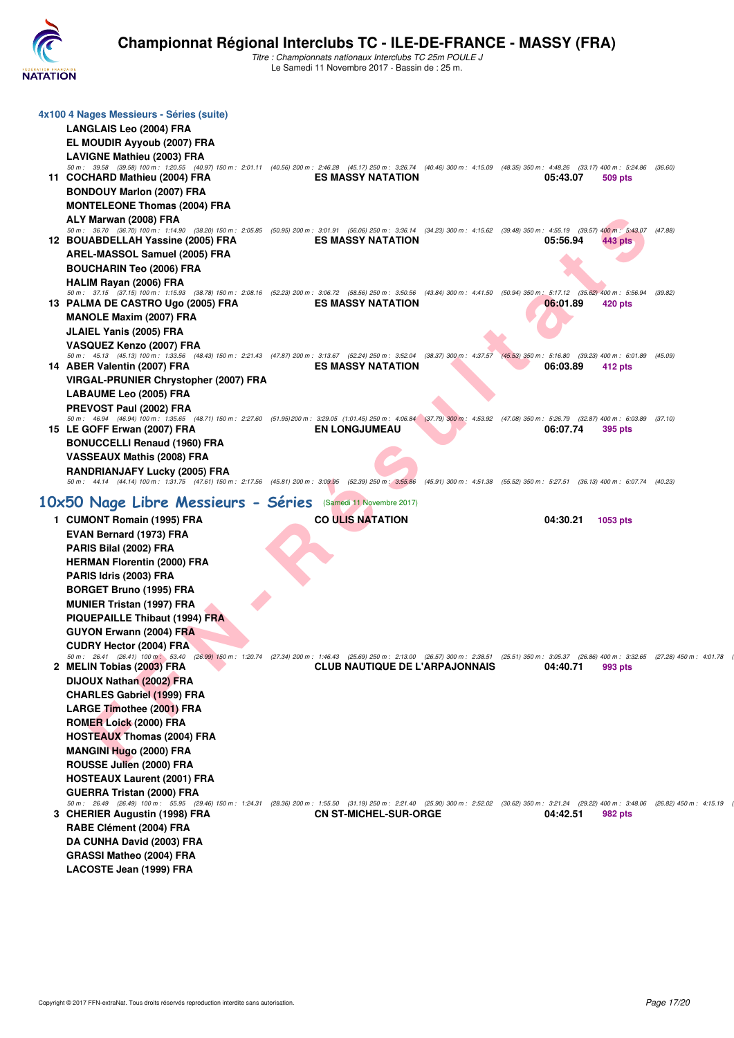## 4x100 4 Nages Messieurs - Séries (suite)

**LANGLAIS Leo (2004) FRA**
**EL MOUDIR Ayyoub (2007) FRA**
**LAVIGNE Mathieu (2003) FRA**

50 m : 39.58 (39.58) 100 m : 1:20.55 (40.97) 150 m : 2:01.11 (40.56) 200 m : 2:46.28 (45.17) 250 m : 3:26.74 (40.46) 300 m : 4:15.09 (48.35) 350 m : 4:48.26 (33.17) 400 m : 5:24.86 (36.60)

**11 COCHARD Mathieu (2004) FRA** — **ES MASSY NATATION** — **05:43.07** — **509 pts**

**BONDOUY Marlon (2007) FRA**
**MONTELEONE Thomas (2004) FRA**
**ALY Marwan (2008) FRA**

50 m : 36.70 (36.70) 100 m : 1:14.90 (38.20) 150 m : 2:05.85 (50.95) 200 m : 3:01.91 (56.06) 250 m : 3:36.14 (34.23) 300 m : 4:15.62 (39.48) 350 m : 4:55.19 (39.57) 400 m : 5:43.07 (47.88)

**12 BOUABDELLAH Yassine (2005) FRA** — **ES MASSY NATATION** — **05:56.94** — **443 pts**

**AREL-MASSOL Samuel (2005) FRA**
**BOUCHARIN Teo (2006) FRA**
**HALIM Rayan (2006) FRA**

50 m : 37.15 (37.15) 100 m : 1:15.93 (38.78) 150 m : 2:08.16 (52.23) 200 m : 3:06.72 (58.56) 250 m : 3:50.56 (43.84) 300 m : 4:41.50 (50.94) 350 m : 5:17.12 (35.62) 400 m : 5:56.94 (39.82)

**13 PALMA DE CASTRO Ugo (2005) FRA** — **ES MASSY NATATION** — **06:01.89** — **420 pts**

**MANOLE Maxim (2007) FRA**
**JLAIEL Yanis (2005) FRA**
**VASQUEZ Kenzo (2007) FRA**

50 m : 45.13 (45.13) 100 m : 1:33.56 (48.43) 150 m : 2:21.43 (47.87) 200 m : 3:13.67 (52.24) 250 m : 3:52.04 (38.37) 300 m : 4:37.57 (45.53) 350 m : 5:16.80 (39.23) 400 m : 6:01.89 (45.09)

**14 ABER Valentin (2007) FRA** — **ES MASSY NATATION** — **06:03.89** — **412 pts**

**VIRGAL-PRUNIER Chrystopher (2007) FRA**
**LABAUME Leo (2005) FRA**
**PREVOST Paul (2002) FRA**

50 m : 46.94 (46.94) 100 m : 1:35.65 (48.71) 150 m : 2:27.60 (51.95) 200 m : 3:29.05 (1:01.45) 250 m : 4:06.84 (37.79) 300 m : 4:53.92 (47.08) 350 m : 5:26.79 (32.87) 400 m : 6:03.89 (37.10)

**15 LE GOFF Erwan (2007) FRA** — **EN LONGJUMEAU** — **06:07.74** — **395 pts**

**BONUCCELLI Renaud (1960) FRA**
**VASSEAUX Mathis (2008) FRA**
**RANDRIANJAFY Lucky (2005) FRA**

50 m : 44.14 (44.14) 100 m : 1:31.75 (47.61) 150 m : 2:17.56 (45.81) 200 m : 3:09.95 (52.39) 250 m : 3:55.86 (45.91) 300 m : 4:51.38 (55.52) 350 m : 5:27.51 (36.13) 400 m : 6:07.74 (40.23)

## 10x50 Nage Libre Messieurs - Séries (Samedi 11 Novembre 2017)

**1 CUMONT Romain (1995) FRA** — **CO ULIS NATATION** — **04:30.21** — **1053 pts**

**EVAN Bernard (1973) FRA**
**PARIS Bilal (2002) FRA**
**HERMAN Florentin (2000) FRA**
**PARIS Idris (2003) FRA**
**BORGET Bruno (1995) FRA**
**MUNIER Tristan (1997) FRA**
**PIQUEPAILLE Thibaut (1994) FRA**
**GUYON Erwann (2004) FRA**
**CUDRY Hector (2004) FRA**

50 m : 26.41 (26.41) 100 m : 53.40 (26.99) 150 m : 1:20.74 (27.34) 200 m : 1:46.43 (25.69) 250 m : 2:13.00 (26.57) 300 m : 2:38.51 (25.51) 350 m : 3:05.37 (26.86) 400 m : 3:32.65 (27.28) 450 m : 4:01.78

**2 MELIN Tobias (2003) FRA** — **CLUB NAUTIQUE DE L'ARPAJONNAIS** — **04:40.71** — **993 pts**

**DIJOUX Nathan (2002) FRA**
**CHARLES Gabriel (1999) FRA**
**LARGE Timothee (2001) FRA**
**ROMER Loick (2000) FRA**
**HOSTEAUX Thomas (2004) FRA**
**MANGINI Hugo (2000) FRA**
**ROUSSE Julien (2000) FRA**
**HOSTEAUX Laurent (2001) FRA**
**GUERRA Tristan (2000) FRA**

50 m : 26.49 (26.49) 100 m : 55.95 (29.46) 150 m : 1:24.31 (28.36) 200 m : 1:55.50 (31.19) 250 m : 2:21.40 (25.90) 300 m : 2:52.02 (30.62) 350 m : 3:21.24 (29.22) 400 m : 3:48.06 (26.82) 450 m : 4:15.19

**3 CHERIER Augustin (1998) FRA** — **CN ST-MICHEL-SUR-ORGE** — **04:42.51** — **982 pts**

**RABE Clément (2004) FRA**
**DA CUNHA David (2003) FRA**
**GRASSI Matheo (2004) FRA**
**LACOSTE Jean (1999) FRA**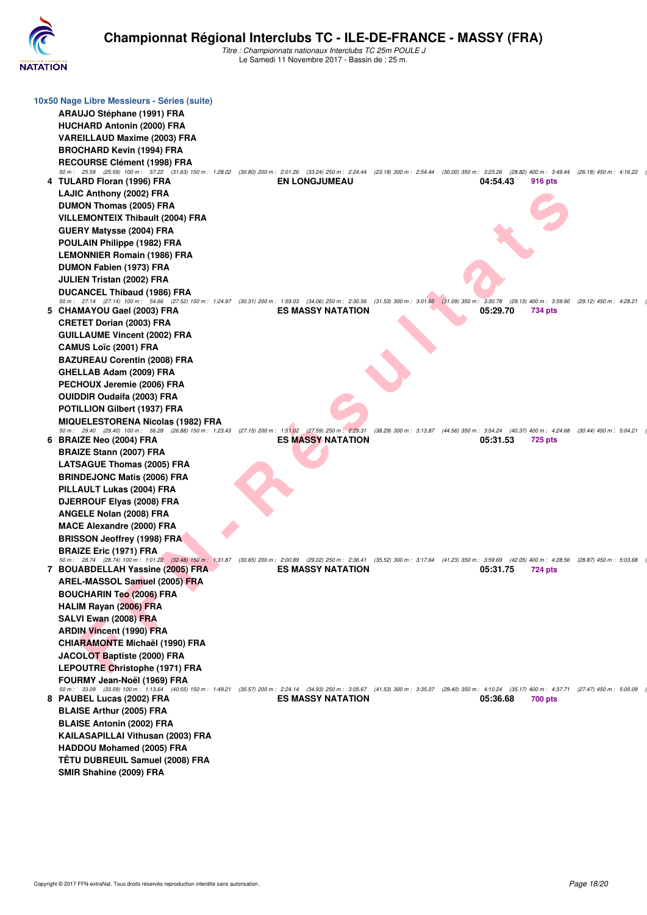## Championnat Régional Interclubs TC - ILE-DE-FRANCE - MASSY (FRA)

*Titre : Championnats nationaux Interclubs TC 25m POULE J*
Le Samedi 11 Novembre 2017 - Bassin de : 25 m.

### 10x50 Nage Libre Messieurs - Séries (suite)

**ARAUJO Stéphane (1991) FRA**
**HUCHARD Antonin (2000) FRA**
**VAREILLAUD Maxime (2003) FRA**
**BROCHARD Kevin (1994) FRA**
**RECOURSE Clément (1998) FRA**

*50 m : 25.59 (25.59) 100 m : 57.22 (31.63) 150 m : 1:28.02 (30.80) 200 m : 2:01.26 (33.24) 250 m : 2:24.44 (23.18) 300 m : 2:54.44 (30.00) 350 m : 3:23.26 (28.82) 400 m : 3:49.44 (26.18) 450 m : 4:16.22 (*

| | | | | |
|---|---|---|---|---|
| 4 | **TULARD Floran (1996) FRA** | **EN LONGJUMEAU** | **04:54.43** | **916 pts** |

**LAJIC Anthony (2002) FRA**
**DUMON Thomas (2005) FRA**
**VILLEMONTEIX Thibault (2004) FRA**
**GUERY Matysse (2004) FRA**
**POULAIN Philippe (1982) FRA**
**LEMONNIER Romain (1986) FRA**
**DUMON Fabien (1973) FRA**
**JULIEN Tristan (2002) FRA**
**DUCANCEL Thibaud (1986) FRA**

*50 m : 27.14 (27.14) 100 m : 54.66 (27.52) 150 m : 1:24.97 (30.31) 200 m : 1:59.03 (34.06) 250 m : 2:30.56 (31.53) 300 m : 3:01.65 (31.09) 350 m : 3:30.78 (29.13) 400 m : 3:59.90 (29.12) 450 m : 4:28.21 (*

| | | | | |
|---|---|---|---|---|
| 5 | **CHAMAYOU Gael (2003) FRA** | **ES MASSY NATATION** | **05:29.70** | **734 pts** |

**CRETET Dorian (2003) FRA**
**GUILLAUME Vincent (2002) FRA**
**CAMUS Loïc (2001) FRA**
**BAZUREAU Corentin (2008) FRA**
**GHELLAB Adam (2009) FRA**
**PECHOUX Jeremie (2006) FRA**
**OUIDDIR Oudaifa (2003) FRA**
**POTILLION Gilbert (1937) FRA**
**MIQUELESTORENA Nicolas (1982) FRA**

*50 m : 29.40 (29.40) 100 m : 56.28 (26.88) 150 m : 1:23.43 (27.15) 200 m : 1:51.02 (27.59) 250 m : 2:29.31 (38.29) 300 m : 3:13.87 (44.56) 350 m : 3:54.24 (40.37) 400 m : 4:24.68 (30.44) 450 m : 5:04.21 (*

| | | | | |
|---|---|---|---|---|
| 6 | **BRAIZE Neo (2004) FRA** | **ES MASSY NATATION** | **05:31.53** | **725 pts** |

**BRAIZE Stann (2007) FRA**
**LATSAGUE Thomas (2005) FRA**
**BRINDEJONC Matis (2006) FRA**
**PILLAULT Lukas (2004) FRA**
**DJERROUF Elyas (2008) FRA**
**ANGELE Nolan (2008) FRA**
**MACE Alexandre (2000) FRA**
**BRISSON Jeoffrey (1998) FRA**
**BRAIZE Eric (1971) FRA**

*50 m : 28.74 (28.74) 100 m : 1:01.22 (32.48) 150 m : 1:31.87 (30.65) 200 m : 2:00.89 (29.02) 250 m : 2:36.41 (35.52) 300 m : 3:17.64 (41.23) 350 m : 3:59.69 (42.05) 400 m : 4:28.56 (28.87) 450 m : 5:03.68 (*

| | | | | |
|---|---|---|---|---|
| 7 | **BOUABDELLAH Yassine (2005) FRA** | **ES MASSY NATATION** | **05:31.75** | **724 pts** |

**AREL-MASSOL Samuel (2005) FRA**
**BOUCHARIN Teo (2006) FRA**
**HALIM Rayan (2006) FRA**
**SALVI Ewan (2008) FRA**
**ARDIN Vincent (1990) FRA**
**CHIARAMONTE Michaël (1990) FRA**
**JACOLOT Baptiste (2000) FRA**
**LEPOUTRE Christophe (1971) FRA**
**FOURMY Jean-Noël (1969) FRA**

*50 m : 33.09 (33.09) 100 m : 1:13.64 (40.55) 150 m : 1:49.21 (35.57) 200 m : 2:24.14 (34.93) 250 m : 3:05.67 (41.53) 300 m : 3:35.07 (29.40) 350 m : 4:10.24 (35.17) 400 m : 4:37.71 (27.47) 450 m : 5:05.09 (*

| | | | | |
|---|---|---|---|---|
| 8 | **PAUBEL Lucas (2002) FRA** | **ES MASSY NATATION** | **05:36.68** | **700 pts** |

**BLAISE Arthur (2005) FRA**
**BLAISE Antonin (2002) FRA**
**KAILASAPILLAI Vithusan (2003) FRA**
**HADDOU Mohamed (2005) FRA**
**TÊTU DUBREUIL Samuel (2008) FRA**
**SMIR Shahine (2009) FRA**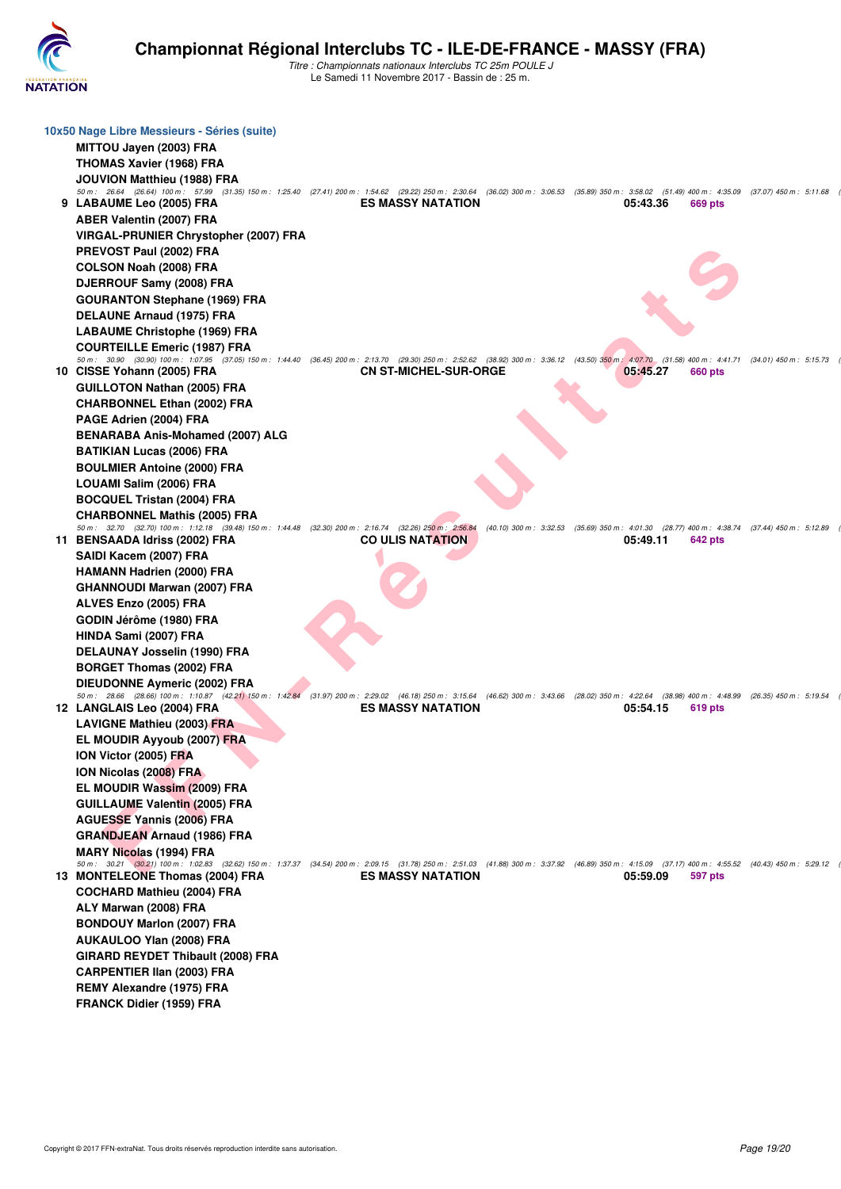# Championnat Régional Interclubs TC - ILE-DE-FRANCE - MASSY (FRA)

*Titre : Championnats nationaux Interclubs TC 25m POULE J*
Le Samedi 11 Novembre 2017 - Bassin de : 25 m.

### 10x50 Nage Libre Messieurs - Séries (suite)

**MITTOU Jayen (2003) FRA**
**THOMAS Xavier (1968) FRA**
**JOUVION Matthieu (1988) FRA**

*50 m : 26.64 (26.64) 100 m : 57.99 (31.35) 150 m : 1:25.40 (27.41) 200 m : 1:54.62 (29.22) 250 m : 2:30.64 (36.02) 300 m : 3:06.53 (35.89) 350 m : 3:58.02 (51.49) 400 m : 4:35.09 (37.07) 450 m : 5:11.68 (*

| | Nageur | Club | Temps | Points |
|---|---|---|---|---|
| 9 | **LABAUME Leo (2005) FRA** | **ES MASSY NATATION** | **05:43.36** | **669 pts** |

**ABER Valentin (2007) FRA**
**VIRGAL-PRUNIER Chrystopher (2007) FRA**
**PREVOST Paul (2002) FRA**
**COLSON Noah (2008) FRA**
**DJERROUF Samy (2008) FRA**
**GOURANTON Stephane (1969) FRA**
**DELAUNE Arnaud (1975) FRA**
**LABAUME Christophe (1969) FRA**
**COURTEILLE Emeric (1987) FRA**

*50 m : 30.90 (30.90) 100 m : 1:07.95 (37.05) 150 m : 1:44.40 (36.45) 200 m : 2:13.70 (29.30) 250 m : 2:52.62 (38.92) 300 m : 3:36.12 (43.50) 350 m : 4:07.70 (31.58) 400 m : 4:41.71 (34.01) 450 m : 5:15.73 (*

| | Nageur | Club | Temps | Points |
|---|---|---|---|---|
| 10 | **CISSE Yohann (2005) FRA** | **CN ST-MICHEL-SUR-ORGE** | **05:45.27** | **660 pts** |

**GUILLOTON Nathan (2005) FRA**
**CHARBONNEL Ethan (2002) FRA**
**PAGE Adrien (2004) FRA**
**BENARABA Anis-Mohamed (2007) ALG**
**BATIKIAN Lucas (2006) FRA**
**BOULMIER Antoine (2000) FRA**
**LOUAMI Salim (2006) FRA**
**BOCQUEL Tristan (2004) FRA**
**CHARBONNEL Mathis (2005) FRA**

*50 m : 32.70 (32.70) 100 m : 1:12.18 (39.48) 150 m : 1:44.48 (32.30) 200 m : 2:16.74 (32.26) 250 m : 2:56.84 (40.10) 300 m : 3:32.53 (35.69) 350 m : 4:01.30 (28.77) 400 m : 4:38.74 (37.44) 450 m : 5:12.89 (*

| | Nageur | Club | Temps | Points |
|---|---|---|---|---|
| 11 | **BENSAADA Idriss (2002) FRA** | **CO ULIS NATATION** | **05:49.11** | **642 pts** |

**SAIDI Kacem (2007) FRA**
**HAMANN Hadrien (2000) FRA**
**GHANNOUDI Marwan (2007) FRA**
**ALVES Enzo (2005) FRA**
**GODIN Jérôme (1980) FRA**
**HINDA Sami (2007) FRA**
**DELAUNAY Josselin (1990) FRA**
**BORGET Thomas (2002) FRA**
**DIEUDONNE Aymeric (2002) FRA**

*50 m : 28.66 (28.66) 100 m : 1:10.87 (42.21) 150 m : 1:42.84 (31.97) 200 m : 2:29.02 (46.18) 250 m : 3:15.64 (46.62) 300 m : 3:43.66 (28.02) 350 m : 4:22.64 (38.98) 400 m : 4:48.99 (26.35) 450 m : 5:19.54 (*

| | Nageur | Club | Temps | Points |
|---|---|---|---|---|
| 12 | **LANGLAIS Leo (2004) FRA** | **ES MASSY NATATION** | **05:54.15** | **619 pts** |

**LAVIGNE Mathieu (2003) FRA**
**EL MOUDIR Ayyoub (2007) FRA**
**ION Victor (2005) FRA**
**ION Nicolas (2008) FRA**
**EL MOUDIR Wassim (2009) FRA**
**GUILLAUME Valentin (2005) FRA**
**AGUESSE Yannis (2006) FRA**
**GRANDJEAN Arnaud (1986) FRA**
**MARY Nicolas (1994) FRA**

*50 m : 30.21 (30.21) 100 m : 1:02.83 (32.62) 150 m : 1:37.37 (34.54) 200 m : 2:09.15 (31.78) 250 m : 2:51.03 (41.88) 300 m : 3:37.92 (46.89) 350 m : 4:15.09 (37.17) 400 m : 4:55.52 (40.43) 450 m : 5:29.12 (*

| | Nageur | Club | Temps | Points |
|---|---|---|---|---|
| 13 | **MONTELEONE Thomas (2004) FRA** | **ES MASSY NATATION** | **05:59.09** | **597 pts** |

**COCHARD Mathieu (2004) FRA**
**ALY Marwan (2008) FRA**
**BONDOUY Marlon (2007) FRA**
**AUKAULOO Ylan (2008) FRA**
**GIRARD REYDET Thibault (2008) FRA**
**CARPENTIER Ilan (2003) FRA**
**REMY Alexandre (1975) FRA**
**FRANCK Didier (1959) FRA**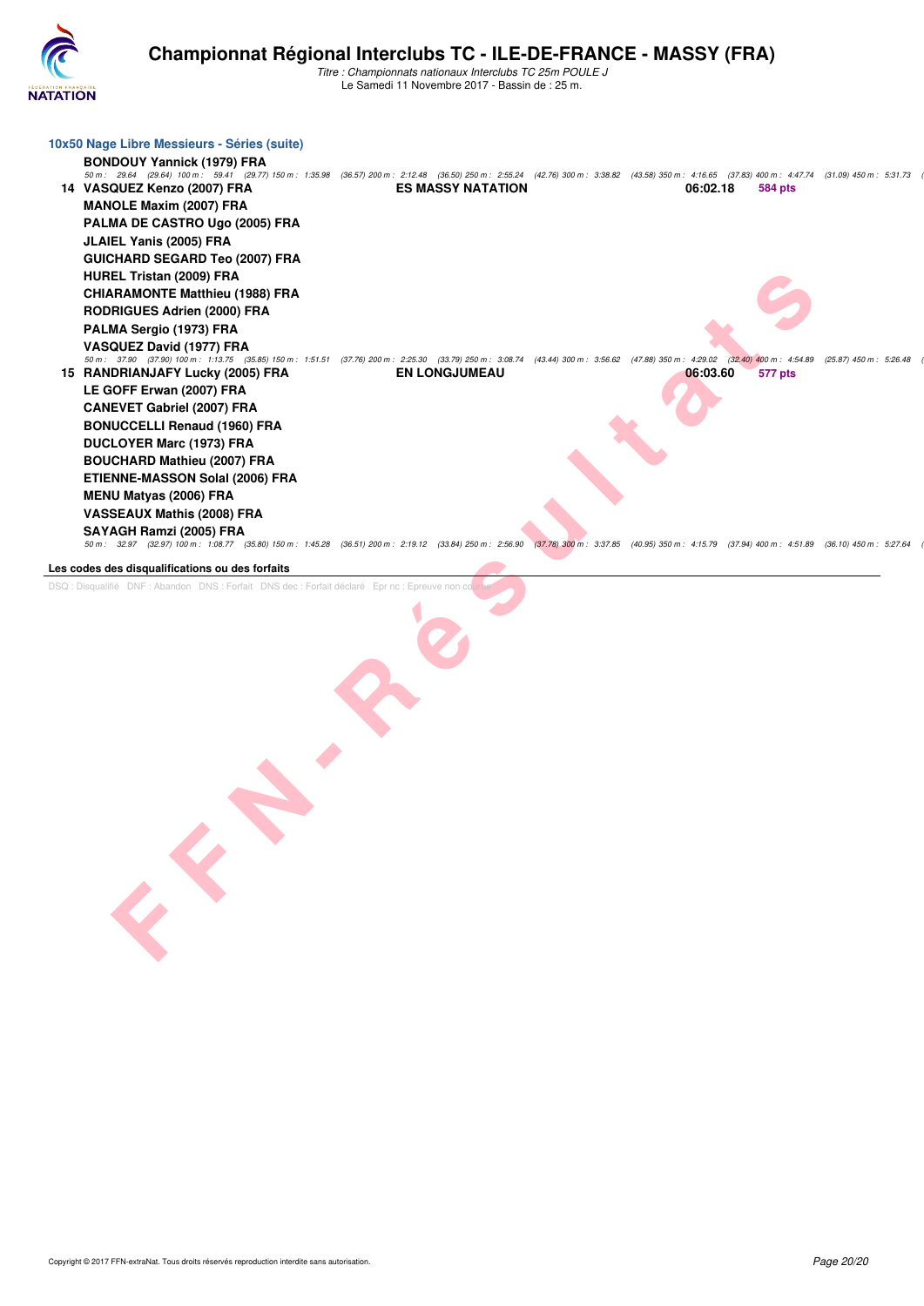# Championnat Régional Interclubs TC - ILE-DE-FRANCE - MASSY (FRA)

*Titre : Championnats nationaux Interclubs TC 25m POULE J*
Le Samedi 11 Novembre 2017 - Bassin de : 25 m.

### 10x50 Nage Libre Messieurs - Séries (suite)

**BONDOUY Yannick (1979) FRA**
*50 m : 29.64 (29.64) 100 m : 59.41 (29.77) 150 m : 1:35.98 (36.57) 200 m : 2:12.48 (36.50) 250 m : 2:55.24 (42.76) 300 m : 3:38.82 (43.58) 350 m : 4:16.65 (37.83) 400 m : 4:47.74 (31.09) 450 m : 5:31.73 (*

**14 VASQUEZ Kenzo (2007) FRA** — **ES MASSY NATATION** — **06:02.18** — **584 pts**
**MANOLE Maxim (2007) FRA**
**PALMA DE CASTRO Ugo (2005) FRA**
**JLAIEL Yanis (2005) FRA**
**GUICHARD SEGARD Teo (2007) FRA**
**HUREL Tristan (2009) FRA**
**CHIARAMONTE Matthieu (1988) FRA**
**RODRIGUES Adrien (2000) FRA**
**PALMA Sergio (1973) FRA**
**VASQUEZ David (1977) FRA**
*50 m : 37.90 (37.90) 100 m : 1:13.75 (35.85) 150 m : 1:51.51 (37.76) 200 m : 2:25.30 (33.79) 250 m : 3:08.74 (43.44) 300 m : 3:56.62 (47.88) 350 m : 4:29.02 (32.40) 400 m : 4:54.89 (25.87) 450 m : 5:26.48 (*

**15 RANDRIANJAFY Lucky (2005) FRA** — **EN LONGJUMEAU** — **06:03.60** — **577 pts**
**LE GOFF Erwan (2007) FRA**
**CANEVET Gabriel (2007) FRA**
**BONUCCELLI Renaud (1960) FRA**
**DUCLOYER Marc (1973) FRA**
**BOUCHARD Mathieu (2007) FRA**
**ETIENNE-MASSON Solal (2006) FRA**
**MENU Matyas (2006) FRA**
**VASSEAUX Mathis (2008) FRA**
**SAYAGH Ramzi (2005) FRA**
*50 m : 32.97 (32.97) 100 m : 1:08.77 (35.80) 150 m : 1:45.28 (36.51) 200 m : 2:19.12 (33.84) 250 m : 2:56.90 (37.78) 300 m : 3:37.85 (40.95) 350 m : 4:15.79 (37.94) 400 m : 4:51.89 (36.10) 450 m : 5:27.64 (*

**Les codes des disqualifications ou des forfaits**

DSQ : Disqualifié DNF : Abandon DNS : Forfait DNS dec : Forfait déclaré Epr nc : Epreuve non courue